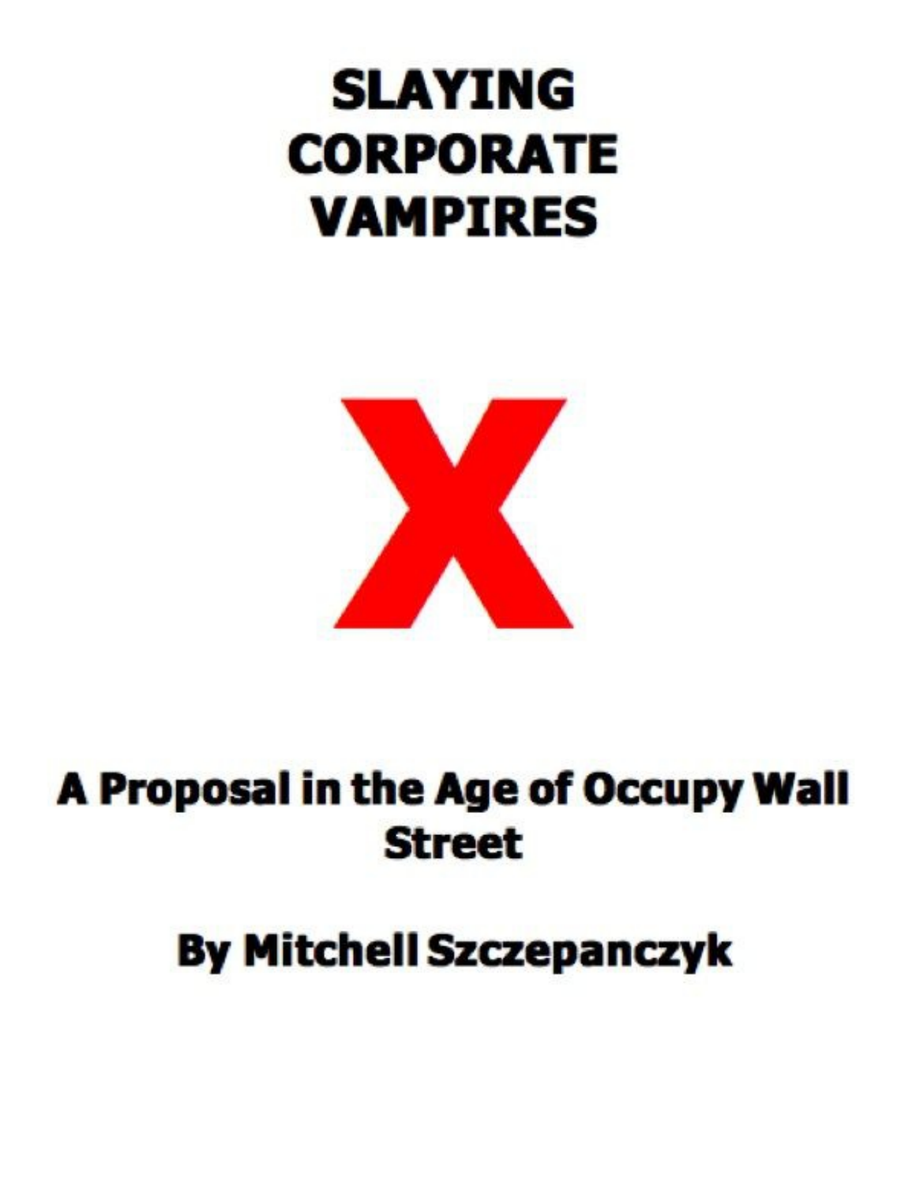# SLAYING CORPORATE VAMPIRES

X

## A Proposal in the Age of Occupy Wall Street

## By Mitchell Szczepanczyk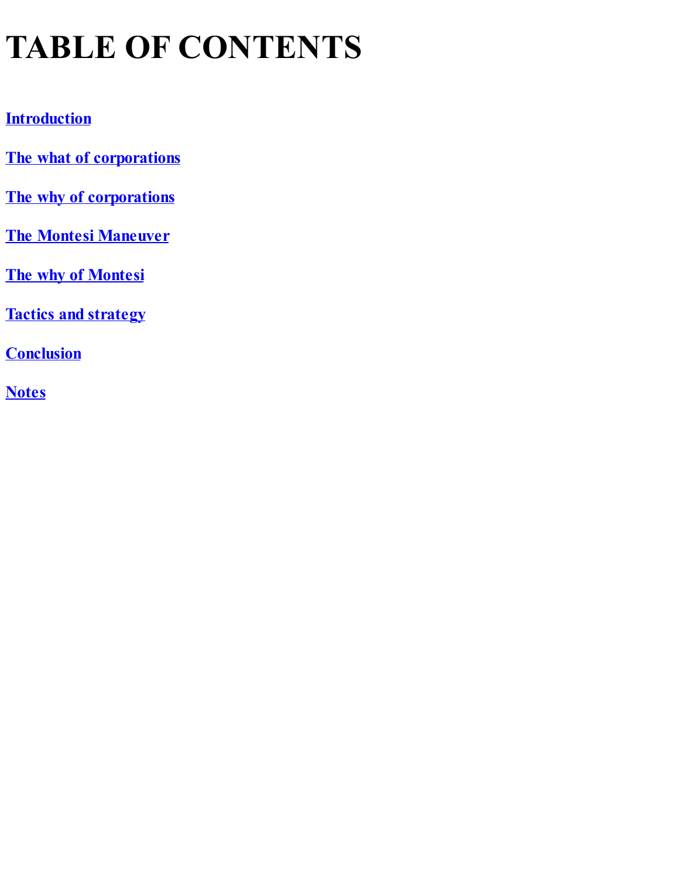# TABLE OF CONTENTS

**Introduction**

**The what of corporations**

**The why of corporations**

**The Montesi Maneuver**

**The why of Montesi**

**Tactics and strategy**

**Conclusion**

**Notes**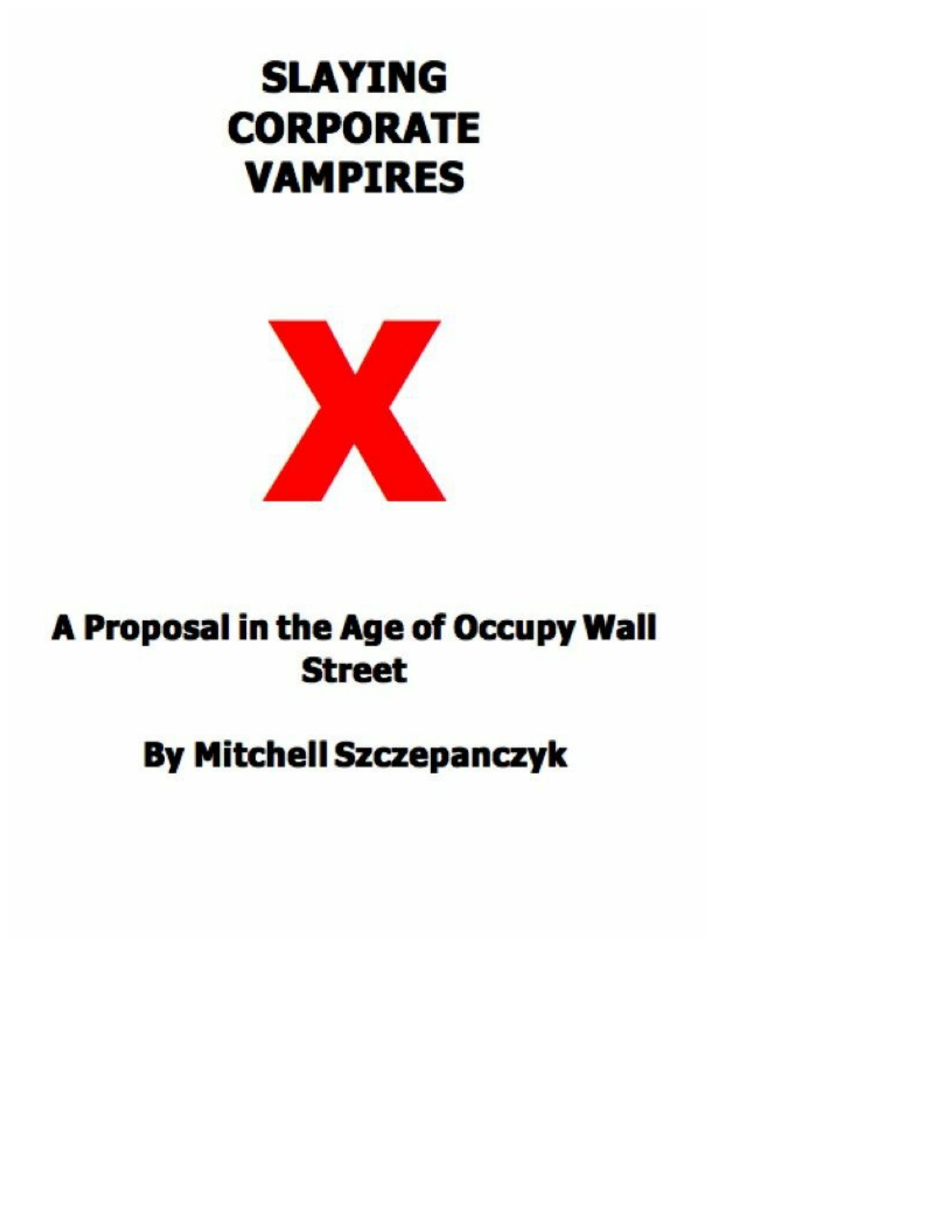# SLAYING CORPORATE VAMPIRES

X

## A Proposal in the Age of Occupy Wall Street

### By Mitchell Szczepanczyk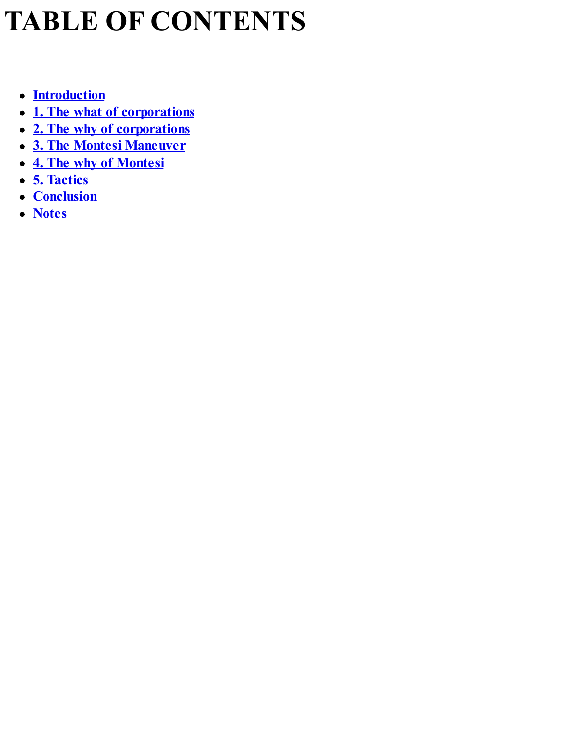# TABLE OF CONTENTS

- **Introduction**
- **1. The what of corporations**
- **2. The why of corporations**
- **3. The Montesi Maneuver**
- **4. The why of Montesi**
- **5. Tactics**
- **Conclusion**
- **Notes**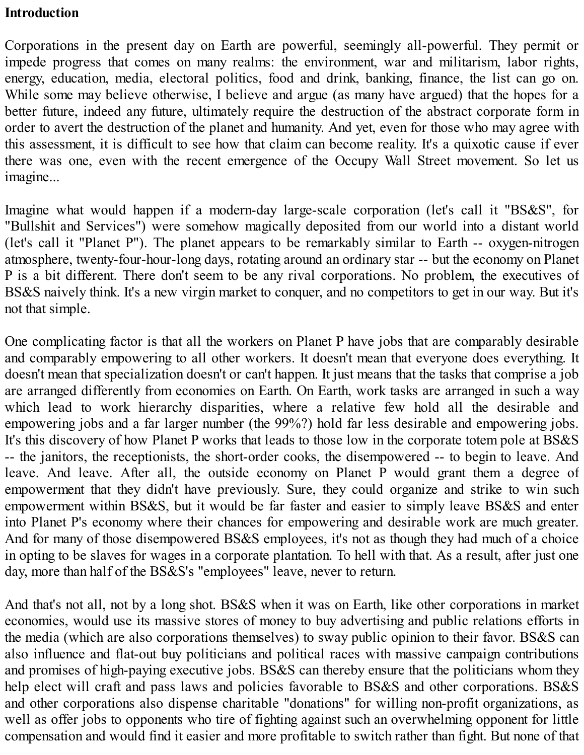**Introduction**

Corporations in the present day on Earth are powerful, seemingly all-powerful. They permit or impede progress that comes on many realms: the environment, war and militarism, labor rights, energy, education, media, electoral politics, food and drink, banking, finance, the list can go on. While some may believe otherwise, I believe and argue (as many have argued) that the hopes for a better future, indeed any future, ultimately require the destruction of the abstract corporate form in order to avert the destruction of the planet and humanity. And yet, even for those who may agree with this assessment, it is difficult to see how that claim can become reality. It's a quixotic cause if ever there was one, even with the recent emergence of the Occupy Wall Street movement. So let us imagine...

Imagine what would happen if a modern-day large-scale corporation (let's call it "BS&S", for "Bullshit and Services") were somehow magically deposited from our world into a distant world (let's call it "Planet P"). The planet appears to be remarkably similar to Earth -- oxygen-nitrogen atmosphere, twenty-four-hour-long days, rotating around an ordinary star -- but the economy on Planet P is a bit different. There don't seem to be any rival corporations. No problem, the executives of BS&S naively think. It's a new virgin market to conquer, and no competitors to get in our way. But it's not that simple.

One complicating factor is that all the workers on Planet P have jobs that are comparably desirable and comparably empowering to all other workers. It doesn't mean that everyone does everything. It doesn't mean that specialization doesn't or can't happen. It just means that the tasks that comprise a job are arranged differently from economies on Earth. On Earth, work tasks are arranged in such a way which lead to work hierarchy disparities, where a relative few hold all the desirable and empowering jobs and a far larger number (the 99%?) hold far less desirable and empowering jobs. It's this discovery of how Planet P works that leads to those low in the corporate totem pole at BS&S -- the janitors, the receptionists, the short-order cooks, the disempowered -- to begin to leave. And leave. And leave. After all, the outside economy on Planet P would grant them a degree of empowerment that they didn't have previously. Sure, they could organize and strike to win such empowerment within BS&S, but it would be far faster and easier to simply leave BS&S and enter into Planet P's economy where their chances for empowering and desirable work are much greater. And for many of those disempowered BS&S employees, it's not as though they had much of a choice in opting to be slaves for wages in a corporate plantation. To hell with that. As a result, after just one day, more than half of the BS&S's "employees" leave, never to return.

And that's not all, not by a long shot. BS&S when it was on Earth, like other corporations in market economies, would use its massive stores of money to buy advertising and public relations efforts in the media (which are also corporations themselves) to sway public opinion to their favor. BS&S can also influence and flat-out buy politicians and political races with massive campaign contributions and promises of high-paying executive jobs. BS&S can thereby ensure that the politicians whom they help elect will craft and pass laws and policies favorable to BS&S and other corporations. BS&S and other corporations also dispense charitable "donations" for willing non-profit organizations, as well as offer jobs to opponents who tire of fighting against such an overwhelming opponent for little compensation and would find it easier and more profitable to switch rather than fight. But none of that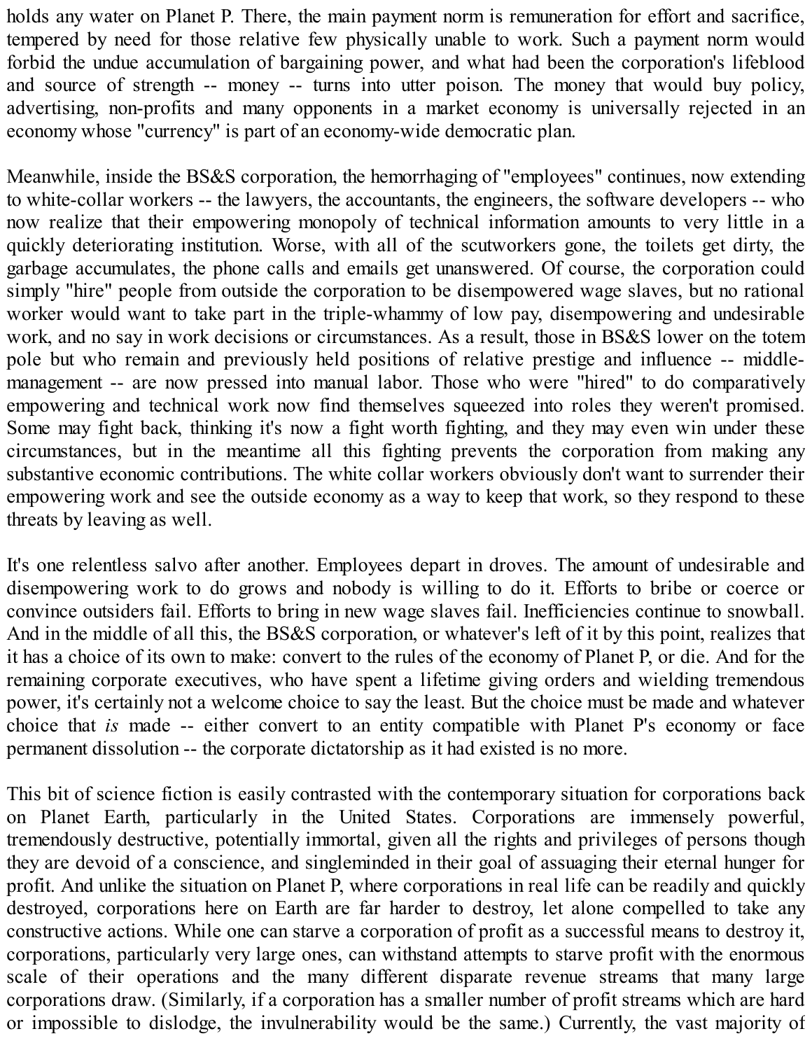holds any water on Planet P. There, the main payment norm is remuneration for effort and sacrifice, tempered by need for those relative few physically unable to work. Such a payment norm would forbid the undue accumulation of bargaining power, and what had been the corporation's lifeblood and source of strength -- money -- turns into utter poison. The money that would buy policy, advertising, non-profits and many opponents in a market economy is universally rejected in an economy whose "currency" is part of an economy-wide democratic plan.

Meanwhile, inside the BS&S corporation, the hemorrhaging of "employees" continues, now extending to white-collar workers -- the lawyers, the accountants, the engineers, the software developers -- who now realize that their empowering monopoly of technical information amounts to very little in a quickly deteriorating institution. Worse, with all of the scutworkers gone, the toilets get dirty, the garbage accumulates, the phone calls and emails get unanswered. Of course, the corporation could simply "hire" people from outside the corporation to be disempowered wage slaves, but no rational worker would want to take part in the triple-whammy of low pay, disempowering and undesirable work, and no say in work decisions or circumstances. As a result, those in BS&S lower on the totem pole but who remain and previously held positions of relative prestige and influence -- middle-management -- are now pressed into manual labor. Those who were "hired" to do comparatively empowering and technical work now find themselves squeezed into roles they weren't promised. Some may fight back, thinking it's now a fight worth fighting, and they may even win under these circumstances, but in the meantime all this fighting prevents the corporation from making any substantive economic contributions. The white collar workers obviously don't want to surrender their empowering work and see the outside economy as a way to keep that work, so they respond to these threats by leaving as well.

It's one relentless salvo after another. Employees depart in droves. The amount of undesirable and disempowering work to do grows and nobody is willing to do it. Efforts to bribe or coerce or convince outsiders fail. Efforts to bring in new wage slaves fail. Inefficiencies continue to snowball. And in the middle of all this, the BS&S corporation, or whatever's left of it by this point, realizes that it has a choice of its own to make: convert to the rules of the economy of Planet P, or die. And for the remaining corporate executives, who have spent a lifetime giving orders and wielding tremendous power, it's certainly not a welcome choice to say the least. But the choice must be made and whatever choice that *is* made -- either convert to an entity compatible with Planet P's economy or face permanent dissolution -- the corporate dictatorship as it had existed is no more.

This bit of science fiction is easily contrasted with the contemporary situation for corporations back on Planet Earth, particularly in the United States. Corporations are immensely powerful, tremendously destructive, potentially immortal, given all the rights and privileges of persons though they are devoid of a conscience, and singleminded in their goal of assuaging their eternal hunger for profit. And unlike the situation on Planet P, where corporations in real life can be readily and quickly destroyed, corporations here on Earth are far harder to destroy, let alone compelled to take any constructive actions. While one can starve a corporation of profit as a successful means to destroy it, corporations, particularly very large ones, can withstand attempts to starve profit with the enormous scale of their operations and the many different disparate revenue streams that many large corporations draw. (Similarly, if a corporation has a smaller number of profit streams which are hard or impossible to dislodge, the invulnerability would be the same.) Currently, the vast majority of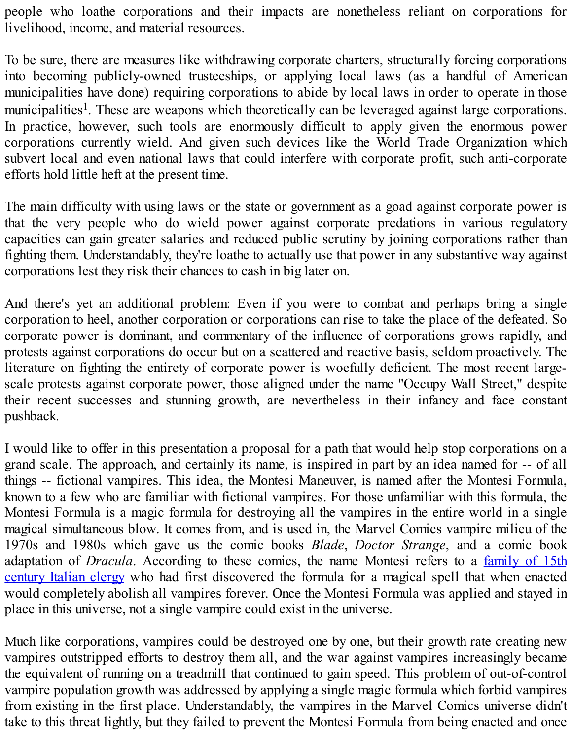people who loathe corporations and their impacts are nonetheless reliant on corporations for livelihood, income, and material resources.

To be sure, there are measures like withdrawing corporate charters, structurally forcing corporations into becoming publicly-owned trusteeships, or applying local laws (as a handful of American municipalities have done) requiring corporations to abide by local laws in order to operate in those municipalities[1]. These are weapons which theoretically can be leveraged against large corporations. In practice, however, such tools are enormously difficult to apply given the enormous power corporations currently wield. And given such devices like the World Trade Organization which subvert local and even national laws that could interfere with corporate profit, such anti-corporate efforts hold little heft at the present time.

The main difficulty with using laws or the state or government as a goad against corporate power is that the very people who do wield power against corporate predations in various regulatory capacities can gain greater salaries and reduced public scrutiny by joining corporations rather than fighting them. Understandably, they're loathe to actually use that power in any substantive way against corporations lest they risk their chances to cash in big later on.

And there's yet an additional problem: Even if you were to combat and perhaps bring a single corporation to heel, another corporation or corporations can rise to take the place of the defeated. So corporate power is dominant, and commentary of the influence of corporations grows rapidly, and protests against corporations do occur but on a scattered and reactive basis, seldom proactively. The literature on fighting the entirety of corporate power is woefully deficient. The most recent large-scale protests against corporate power, those aligned under the name "Occupy Wall Street," despite their recent successes and stunning growth, are nevertheless in their infancy and face constant pushback.

I would like to offer in this presentation a proposal for a path that would help stop corporations on a grand scale. The approach, and certainly its name, is inspired in part by an idea named for -- of all things -- fictional vampires. This idea, the Montesi Maneuver, is named after the Montesi Formula, known to a few who are familiar with fictional vampires. For those unfamiliar with this formula, the Montesi Formula is a magic formula for destroying all the vampires in the entire world in a single magical simultaneous blow. It comes from, and is used in, the Marvel Comics vampire milieu of the 1970s and 1980s which gave us the comic books *Blade*, *Doctor Strange*, and a comic book adaptation of *Dracula*. According to these comics, the name Montesi refers to a family of 15th century Italian clergy who had first discovered the formula for a magical spell that when enacted would completely abolish all vampires forever. Once the Montesi Formula was applied and stayed in place in this universe, not a single vampire could exist in the universe.

Much like corporations, vampires could be destroyed one by one, but their growth rate creating new vampires outstripped efforts to destroy them all, and the war against vampires increasingly became the equivalent of running on a treadmill that continued to gain speed. This problem of out-of-control vampire population growth was addressed by applying a single magic formula which forbid vampires from existing in the first place. Understandably, the vampires in the Marvel Comics universe didn't take to this threat lightly, but they failed to prevent the Montesi Formula from being enacted and once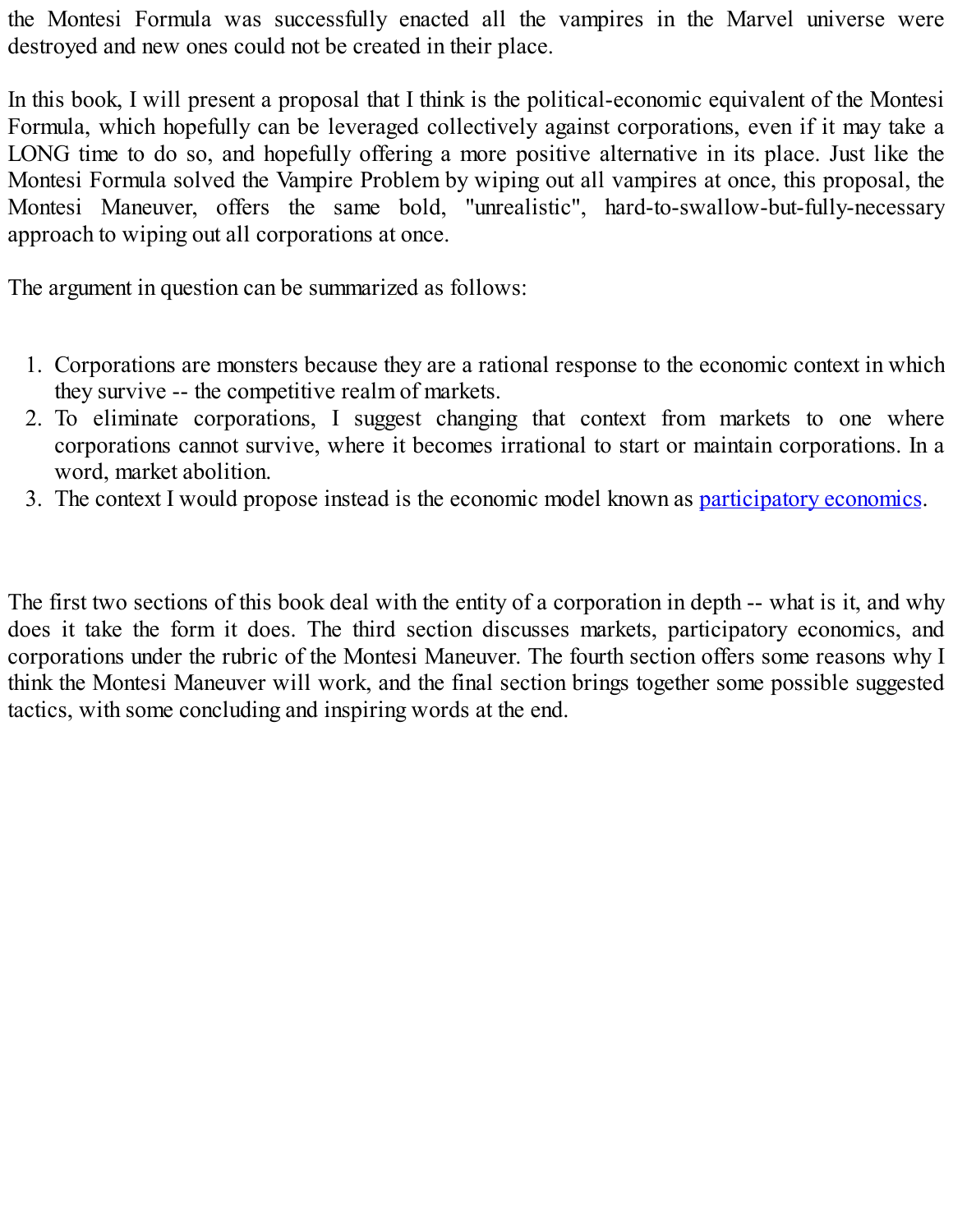the Montesi Formula was successfully enacted all the vampires in the Marvel universe were destroyed and new ones could not be created in their place.

In this book, I will present a proposal that I think is the political-economic equivalent of the Montesi Formula, which hopefully can be leveraged collectively against corporations, even if it may take a LONG time to do so, and hopefully offering a more positive alternative in its place. Just like the Montesi Formula solved the Vampire Problem by wiping out all vampires at once, this proposal, the Montesi Maneuver, offers the same bold, "unrealistic", hard-to-swallow-but-fully-necessary approach to wiping out all corporations at once.

The argument in question can be summarized as follows:

1. Corporations are monsters because they are a rational response to the economic context in which they survive -- the competitive realm of markets.
2. To eliminate corporations, I suggest changing that context from markets to one where corporations cannot survive, where it becomes irrational to start or maintain corporations. In a word, market abolition.
3. The context I would propose instead is the economic model known as participatory economics.

The first two sections of this book deal with the entity of a corporation in depth -- what is it, and why does it take the form it does. The third section discusses markets, participatory economics, and corporations under the rubric of the Montesi Maneuver. The fourth section offers some reasons why I think the Montesi Maneuver will work, and the final section brings together some possible suggested tactics, with some concluding and inspiring words at the end.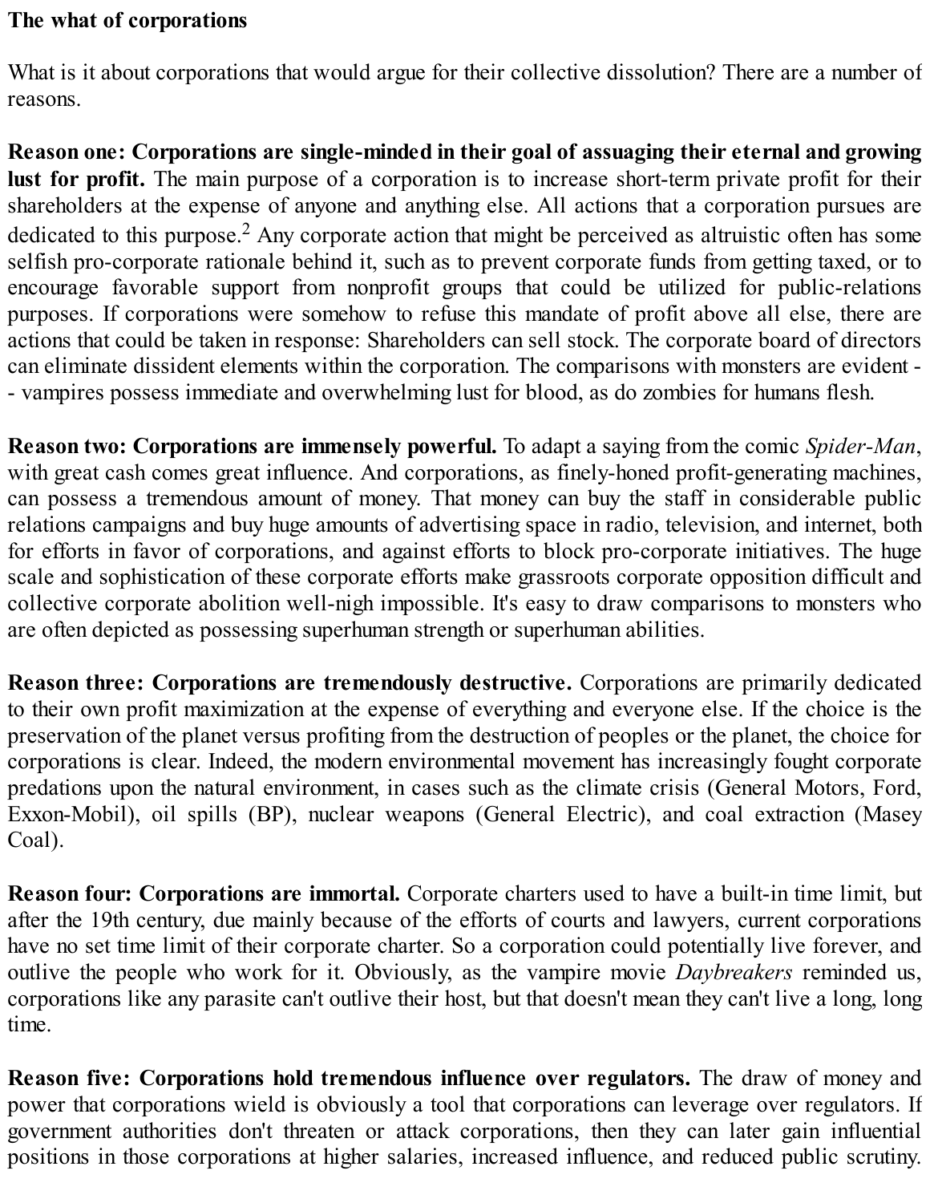**The what of corporations**

What is it about corporations that would argue for their collective dissolution? There are a number of reasons.

**Reason one: Corporations are single-minded in their goal of assuaging their eternal and growing lust for profit.** The main purpose of a corporation is to increase short-term private profit for their shareholders at the expense of anyone and anything else. All actions that a corporation pursues are dedicated to this purpose.[2] Any corporate action that might be perceived as altruistic often has some selfish pro-corporate rationale behind it, such as to prevent corporate funds from getting taxed, or to encourage favorable support from nonprofit groups that could be utilized for public-relations purposes. If corporations were somehow to refuse this mandate of profit above all else, there are actions that could be taken in response: Shareholders can sell stock. The corporate board of directors can eliminate dissident elements within the corporation. The comparisons with monsters are evident -- vampires possess immediate and overwhelming lust for blood, as do zombies for humans flesh.

**Reason two: Corporations are immensely powerful.** To adapt a saying from the comic *Spider-Man*, with great cash comes great influence. And corporations, as finely-honed profit-generating machines, can possess a tremendous amount of money. That money can buy the staff in considerable public relations campaigns and buy huge amounts of advertising space in radio, television, and internet, both for efforts in favor of corporations, and against efforts to block pro-corporate initiatives. The huge scale and sophistication of these corporate efforts make grassroots corporate opposition difficult and collective corporate abolition well-nigh impossible. It's easy to draw comparisons to monsters who are often depicted as possessing superhuman strength or superhuman abilities.

**Reason three: Corporations are tremendously destructive.** Corporations are primarily dedicated to their own profit maximization at the expense of everything and everyone else. If the choice is the preservation of the planet versus profiting from the destruction of peoples or the planet, the choice for corporations is clear. Indeed, the modern environmental movement has increasingly fought corporate predations upon the natural environment, in cases such as the climate crisis (General Motors, Ford, Exxon-Mobil), oil spills (BP), nuclear weapons (General Electric), and coal extraction (Masey Coal).

**Reason four: Corporations are immortal.** Corporate charters used to have a built-in time limit, but after the 19th century, due mainly because of the efforts of courts and lawyers, current corporations have no set time limit of their corporate charter. So a corporation could potentially live forever, and outlive the people who work for it. Obviously, as the vampire movie *Daybreakers* reminded us, corporations like any parasite can't outlive their host, but that doesn't mean they can't live a long, long time.

**Reason five: Corporations hold tremendous influence over regulators.** The draw of money and power that corporations wield is obviously a tool that corporations can leverage over regulators. If government authorities don't threaten or attack corporations, then they can later gain influential positions in those corporations at higher salaries, increased influence, and reduced public scrutiny.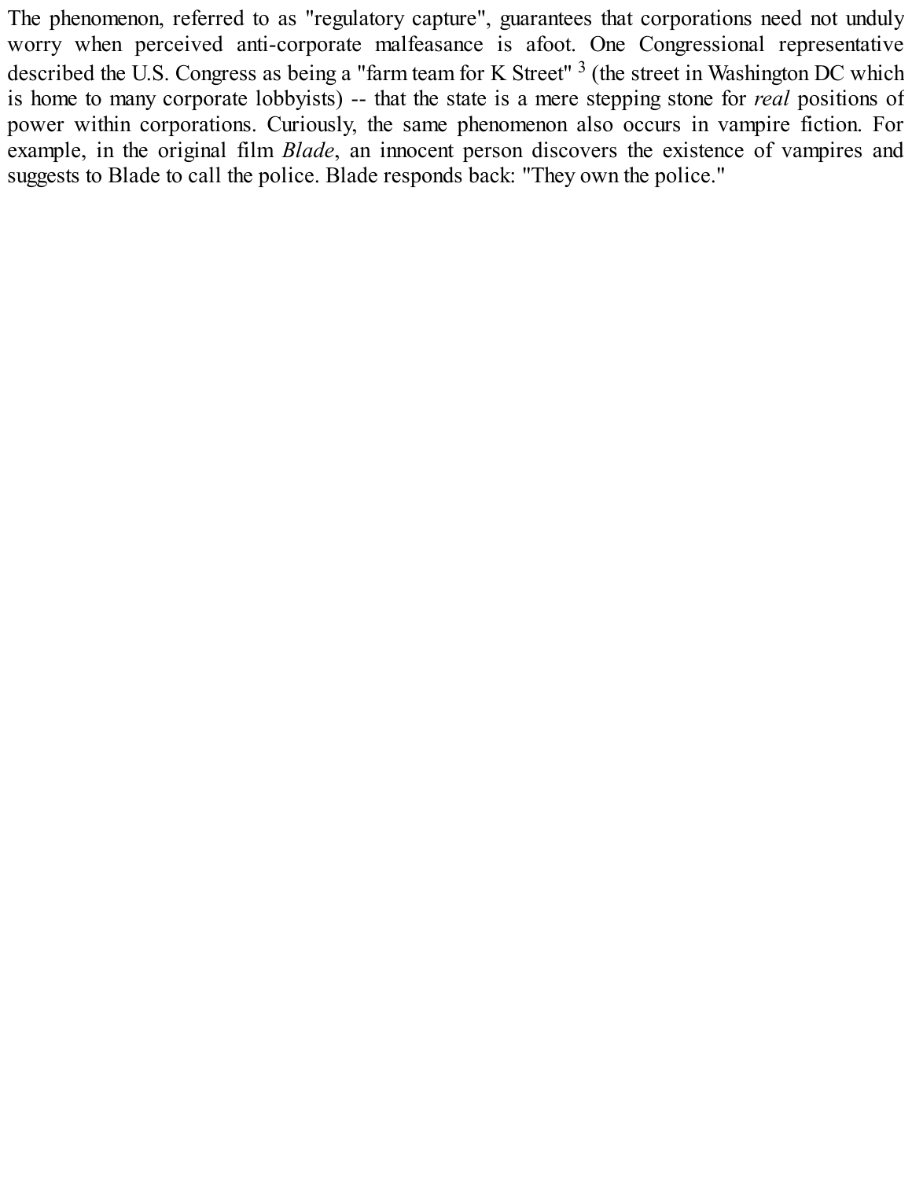The phenomenon, referred to as "regulatory capture", guarantees that corporations need not unduly worry when perceived anti-corporate malfeasance is afoot. One Congressional representative described the U.S. Congress as being a "farm team for K Street" [3] (the street in Washington DC which is home to many corporate lobbyists) -- that the state is a mere stepping stone for *real* positions of power within corporations. Curiously, the same phenomenon also occurs in vampire fiction. For example, in the original film *Blade*, an innocent person discovers the existence of vampires and suggests to Blade to call the police. Blade responds back: "They own the police."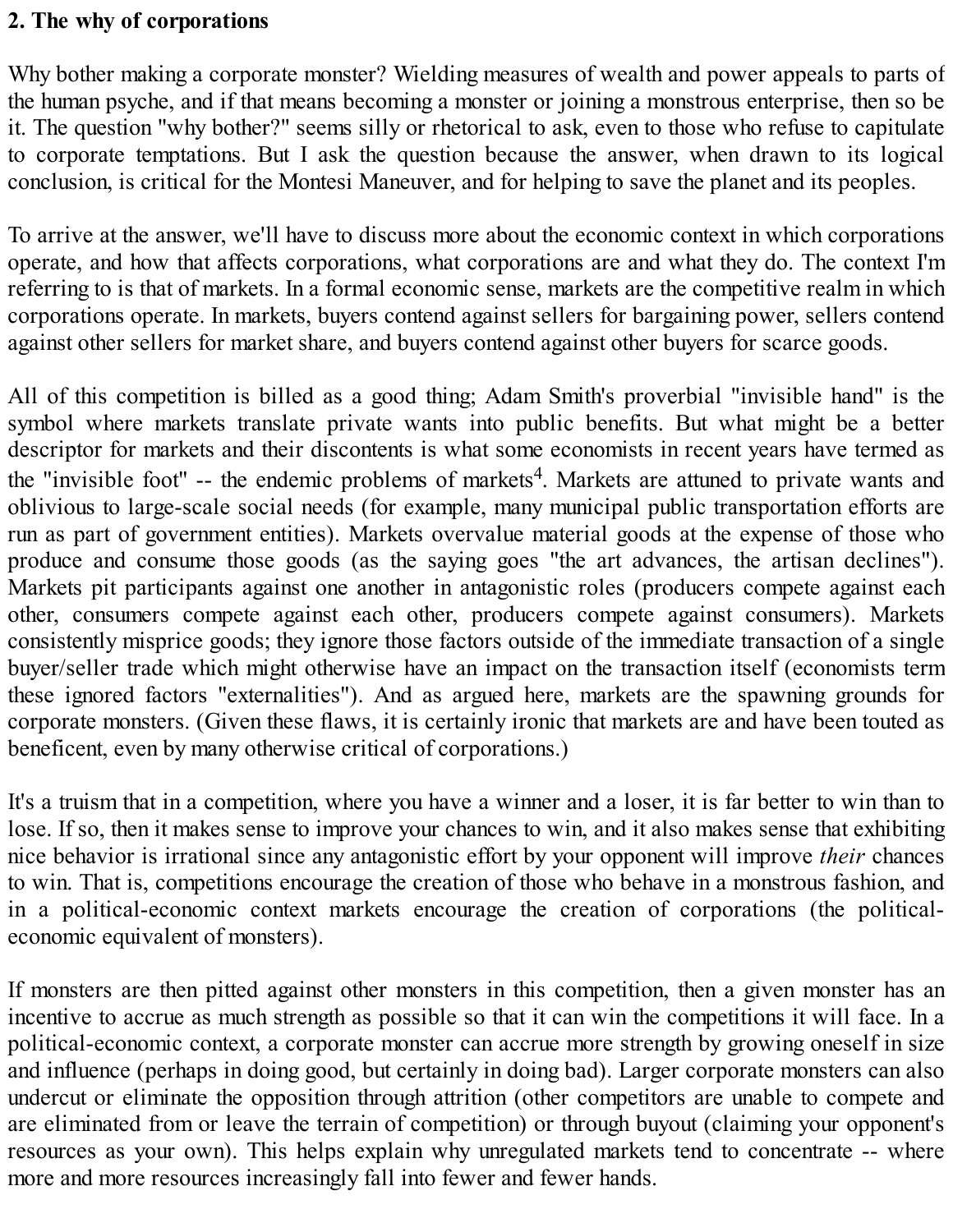## 2. The why of corporations

Why bother making a corporate monster? Wielding measures of wealth and power appeals to parts of the human psyche, and if that means becoming a monster or joining a monstrous enterprise, then so be it. The question "why bother?" seems silly or rhetorical to ask, even to those who refuse to capitulate to corporate temptations. But I ask the question because the answer, when drawn to its logical conclusion, is critical for the Montesi Maneuver, and for helping to save the planet and its peoples.

To arrive at the answer, we'll have to discuss more about the economic context in which corporations operate, and how that affects corporations, what corporations are and what they do. The context I'm referring to is that of markets. In a formal economic sense, markets are the competitive realm in which corporations operate. In markets, buyers contend against sellers for bargaining power, sellers contend against other sellers for market share, and buyers contend against other buyers for scarce goods.

All of this competition is billed as a good thing; Adam Smith's proverbial "invisible hand" is the symbol where markets translate private wants into public benefits. But what might be a better descriptor for markets and their discontents is what some economists in recent years have termed as the "invisible foot" -- the endemic problems of markets[4]. Markets are attuned to private wants and oblivious to large-scale social needs (for example, many municipal public transportation efforts are run as part of government entities). Markets overvalue material goods at the expense of those who produce and consume those goods (as the saying goes "the art advances, the artisan declines"). Markets pit participants against one another in antagonistic roles (producers compete against each other, consumers compete against each other, producers compete against consumers). Markets consistently misprice goods; they ignore those factors outside of the immediate transaction of a single buyer/seller trade which might otherwise have an impact on the transaction itself (economists term these ignored factors "externalities"). And as argued here, markets are the spawning grounds for corporate monsters. (Given these flaws, it is certainly ironic that markets are and have been touted as beneficent, even by many otherwise critical of corporations.)

It's a truism that in a competition, where you have a winner and a loser, it is far better to win than to lose. If so, then it makes sense to improve your chances to win, and it also makes sense that exhibiting nice behavior is irrational since any antagonistic effort by your opponent will improve *their* chances to win. That is, competitions encourage the creation of those who behave in a monstrous fashion, and in a political-economic context markets encourage the creation of corporations (the political-economic equivalent of monsters).

If monsters are then pitted against other monsters in this competition, then a given monster has an incentive to accrue as much strength as possible so that it can win the competitions it will face. In a political-economic context, a corporate monster can accrue more strength by growing oneself in size and influence (perhaps in doing good, but certainly in doing bad). Larger corporate monsters can also undercut or eliminate the opposition through attrition (other competitors are unable to compete and are eliminated from or leave the terrain of competition) or through buyout (claiming your opponent's resources as your own). This helps explain why unregulated markets tend to concentrate -- where more and more resources increasingly fall into fewer and fewer hands.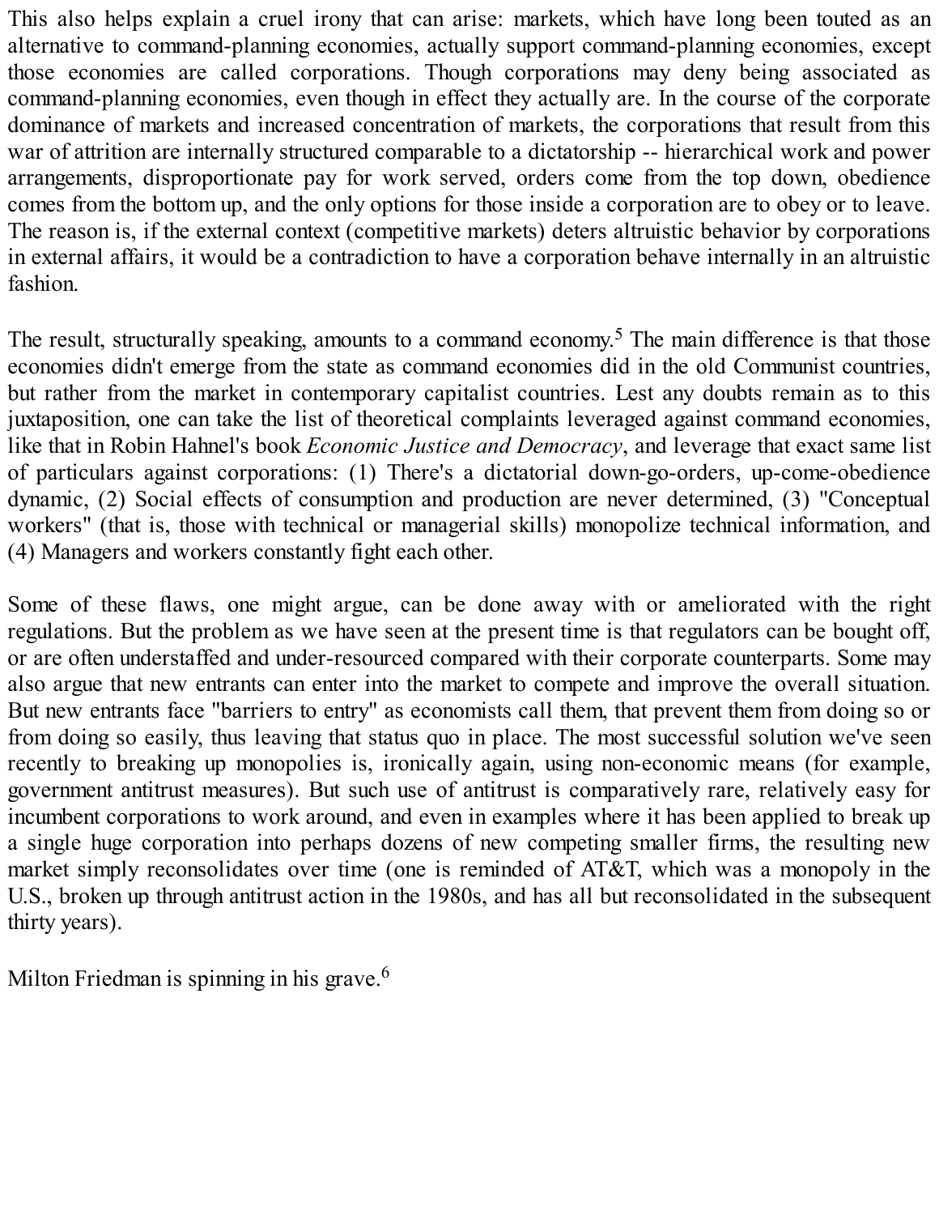This also helps explain a cruel irony that can arise: markets, which have long been touted as an alternative to command-planning economies, actually support command-planning economies, except those economies are called corporations. Though corporations may deny being associated as command-planning economies, even though in effect they actually are. In the course of the corporate dominance of markets and increased concentration of markets, the corporations that result from this war of attrition are internally structured comparable to a dictatorship -- hierarchical work and power arrangements, disproportionate pay for work served, orders come from the top down, obedience comes from the bottom up, and the only options for those inside a corporation are to obey or to leave. The reason is, if the external context (competitive markets) deters altruistic behavior by corporations in external affairs, it would be a contradiction to have a corporation behave internally in an altruistic fashion.

The result, structurally speaking, amounts to a command economy.[5] The main difference is that those economies didn't emerge from the state as command economies did in the old Communist countries, but rather from the market in contemporary capitalist countries. Lest any doubts remain as to this juxtaposition, one can take the list of theoretical complaints leveraged against command economies, like that in Robin Hahnel's book *Economic Justice and Democracy*, and leverage that exact same list of particulars against corporations: (1) There's a dictatorial down-go-orders, up-come-obedience dynamic, (2) Social effects of consumption and production are never determined, (3) "Conceptual workers" (that is, those with technical or managerial skills) monopolize technical information, and (4) Managers and workers constantly fight each other.

Some of these flaws, one might argue, can be done away with or ameliorated with the right regulations. But the problem as we have seen at the present time is that regulators can be bought off, or are often understaffed and under-resourced compared with their corporate counterparts. Some may also argue that new entrants can enter into the market to compete and improve the overall situation. But new entrants face "barriers to entry" as economists call them, that prevent them from doing so or from doing so easily, thus leaving that status quo in place. The most successful solution we've seen recently to breaking up monopolies is, ironically again, using non-economic means (for example, government antitrust measures). But such use of antitrust is comparatively rare, relatively easy for incumbent corporations to work around, and even in examples where it has been applied to break up a single huge corporation into perhaps dozens of new competing smaller firms, the resulting new market simply reconsolidates over time (one is reminded of AT&T, which was a monopoly in the U.S., broken up through antitrust action in the 1980s, and has all but reconsolidated in the subsequent thirty years).

Milton Friedman is spinning in his grave.[6]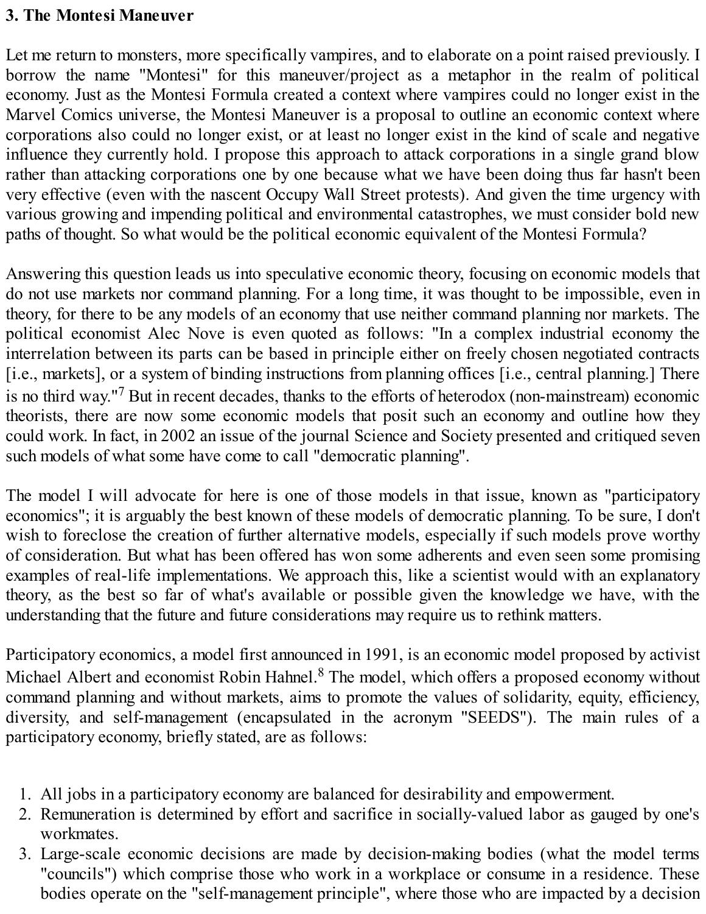### 3. The Montesi Maneuver

Let me return to monsters, more specifically vampires, and to elaborate on a point raised previously. I borrow the name "Montesi" for this maneuver/project as a metaphor in the realm of political economy. Just as the Montesi Formula created a context where vampires could no longer exist in the Marvel Comics universe, the Montesi Maneuver is a proposal to outline an economic context where corporations also could no longer exist, or at least no longer exist in the kind of scale and negative influence they currently hold. I propose this approach to attack corporations in a single grand blow rather than attacking corporations one by one because what we have been doing thus far hasn't been very effective (even with the nascent Occupy Wall Street protests). And given the time urgency with various growing and impending political and environmental catastrophes, we must consider bold new paths of thought. So what would be the political economic equivalent of the Montesi Formula?

Answering this question leads us into speculative economic theory, focusing on economic models that do not use markets nor command planning. For a long time, it was thought to be impossible, even in theory, for there to be any models of an economy that use neither command planning nor markets. The political economist Alec Nove is even quoted as follows: "In a complex industrial economy the interrelation between its parts can be based in principle either on freely chosen negotiated contracts [i.e., markets], or a system of binding instructions from planning offices [i.e., central planning.] There is no third way."[7] But in recent decades, thanks to the efforts of heterodox (non-mainstream) economic theorists, there are now some economic models that posit such an economy and outline how they could work. In fact, in 2002 an issue of the journal Science and Society presented and critiqued seven such models of what some have come to call "democratic planning".

The model I will advocate for here is one of those models in that issue, known as "participatory economics"; it is arguably the best known of these models of democratic planning. To be sure, I don't wish to foreclose the creation of further alternative models, especially if such models prove worthy of consideration. But what has been offered has won some adherents and even seen some promising examples of real-life implementations. We approach this, like a scientist would with an explanatory theory, as the best so far of what's available or possible given the knowledge we have, with the understanding that the future and future considerations may require us to rethink matters.

Participatory economics, a model first announced in 1991, is an economic model proposed by activist Michael Albert and economist Robin Hahnel.[8] The model, which offers a proposed economy without command planning and without markets, aims to promote the values of solidarity, equity, efficiency, diversity, and self-management (encapsulated in the acronym "SEEDS"). The main rules of a participatory economy, briefly stated, are as follows:

1. All jobs in a participatory economy are balanced for desirability and empowerment.
2. Remuneration is determined by effort and sacrifice in socially-valued labor as gauged by one's workmates.
3. Large-scale economic decisions are made by decision-making bodies (what the model terms "councils") which comprise those who work in a workplace or consume in a residence. These bodies operate on the "self-management principle", where those who are impacted by a decision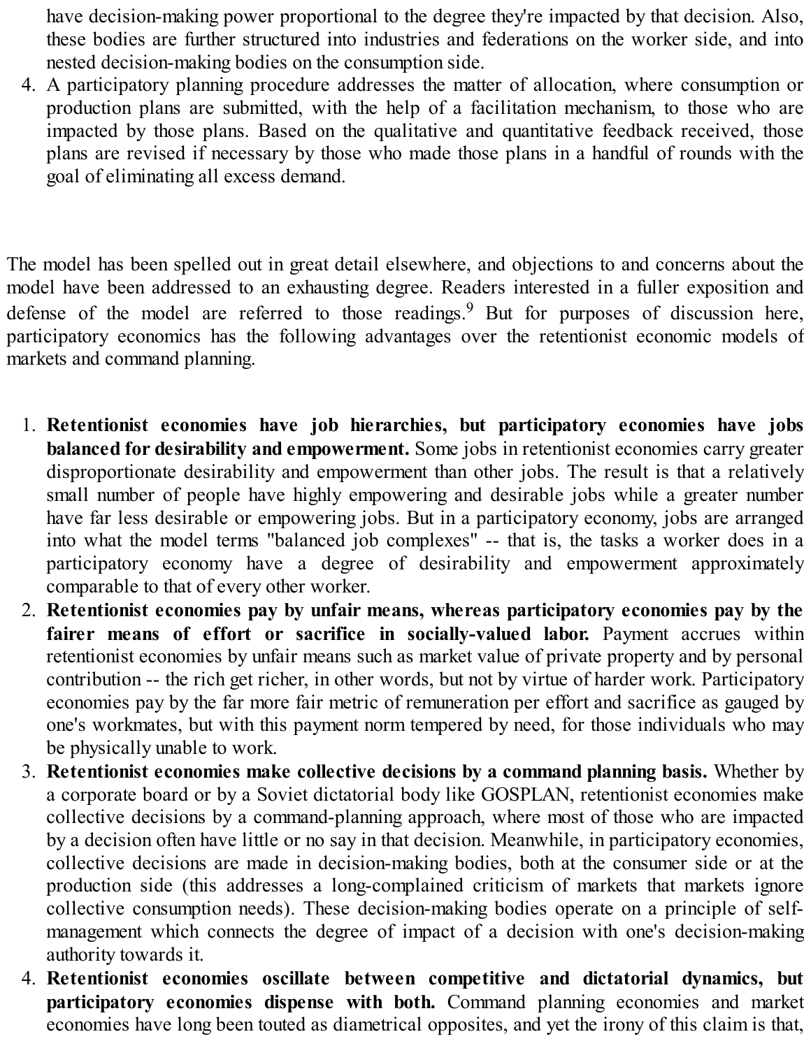have decision-making power proportional to the degree they're impacted by that decision. Also, these bodies are further structured into industries and federations on the worker side, and into nested decision-making bodies on the consumption side.

4. A participatory planning procedure addresses the matter of allocation, where consumption or production plans are submitted, with the help of a facilitation mechanism, to those who are impacted by those plans. Based on the qualitative and quantitative feedback received, those plans are revised if necessary by those who made those plans in a handful of rounds with the goal of eliminating all excess demand.

The model has been spelled out in great detail elsewhere, and objections to and concerns about the model have been addressed to an exhausting degree. Readers interested in a fuller exposition and defense of the model are referred to those readings.[9] But for purposes of discussion here, participatory economics has the following advantages over the retentionist economic models of markets and command planning.

1. **Retentionist economies have job hierarchies, but participatory economies have jobs balanced for desirability and empowerment.** Some jobs in retentionist economies carry greater disproportionate desirability and empowerment than other jobs. The result is that a relatively small number of people have highly empowering and desirable jobs while a greater number have far less desirable or empowering jobs. But in a participatory economy, jobs are arranged into what the model terms "balanced job complexes" -- that is, the tasks a worker does in a participatory economy have a degree of desirability and empowerment approximately comparable to that of every other worker.
2. **Retentionist economies pay by unfair means, whereas participatory economies pay by the fairer means of effort or sacrifice in socially-valued labor.** Payment accrues within retentionist economies by unfair means such as market value of private property and by personal contribution -- the rich get richer, in other words, but not by virtue of harder work. Participatory economies pay by the far more fair metric of remuneration per effort and sacrifice as gauged by one's workmates, but with this payment norm tempered by need, for those individuals who may be physically unable to work.
3. **Retentionist economies make collective decisions by a command planning basis.** Whether by a corporate board or by a Soviet dictatorial body like GOSPLAN, retentionist economies make collective decisions by a command-planning approach, where most of those who are impacted by a decision often have little or no say in that decision. Meanwhile, in participatory economies, collective decisions are made in decision-making bodies, both at the consumer side or at the production side (this addresses a long-complained criticism of markets that markets ignore collective consumption needs). These decision-making bodies operate on a principle of self-management which connects the degree of impact of a decision with one's decision-making authority towards it.
4. **Retentionist economies oscillate between competitive and dictatorial dynamics, but participatory economies dispense with both.** Command planning economies and market economies have long been touted as diametrical opposites, and yet the irony of this claim is that,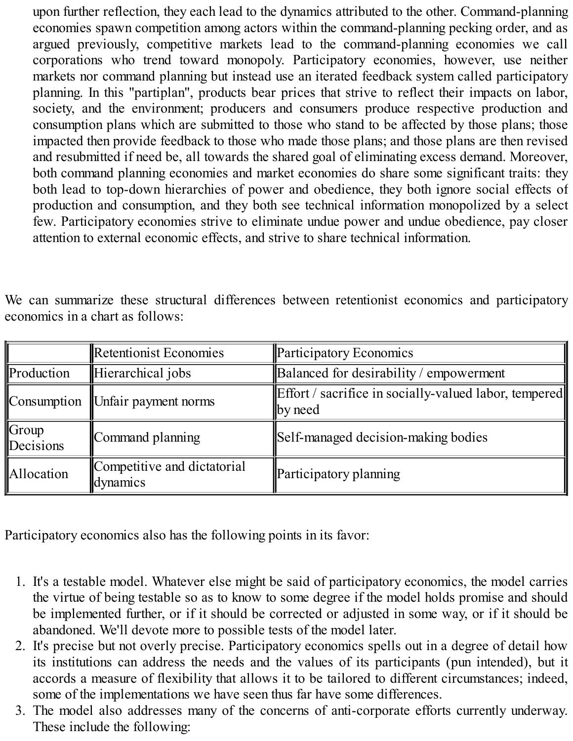upon further reflection, they each lead to the dynamics attributed to the other. Command-planning economies spawn competition among actors within the command-planning pecking order, and as argued previously, competitive markets lead to the command-planning economies we call corporations who trend toward monopoly. Participatory economies, however, use neither markets nor command planning but instead use an iterated feedback system called participatory planning. In this "partiplan", products bear prices that strive to reflect their impacts on labor, society, and the environment; producers and consumers produce respective production and consumption plans which are submitted to those who stand to be affected by those plans; those impacted then provide feedback to those who made those plans; and those plans are then revised and resubmitted if need be, all towards the shared goal of eliminating excess demand. Moreover, both command planning economies and market economies do share some significant traits: they both lead to top-down hierarchies of power and obedience, they both ignore social effects of production and consumption, and they both see technical information monopolized by a select few. Participatory economies strive to eliminate undue power and undue obedience, pay closer attention to external economic effects, and strive to share technical information.

We can summarize these structural differences between retentionist economics and participatory economics in a chart as follows:

| | Retentionist Economies | Participatory Economics |
|---|---|---|
| Production | Hierarchical jobs | Balanced for desirability / empowerment |
| Consumption | Unfair payment norms | Effort / sacrifice in socially-valued labor, tempered by need |
| Group Decisions | Command planning | Self-managed decision-making bodies |
| Allocation | Competitive and dictatorial dynamics | Participatory planning |

Participatory economics also has the following points in its favor:

1. It's a testable model. Whatever else might be said of participatory economics, the model carries the virtue of being testable so as to know to some degree if the model holds promise and should be implemented further, or if it should be corrected or adjusted in some way, or if it should be abandoned. We'll devote more to possible tests of the model later.
2. It's precise but not overly precise. Participatory economics spells out in a degree of detail how its institutions can address the needs and the values of its participants (pun intended), but it accords a measure of flexibility that allows it to be tailored to different circumstances; indeed, some of the implementations we have seen thus far have some differences.
3. The model also addresses many of the concerns of anti-corporate efforts currently underway. These include the following: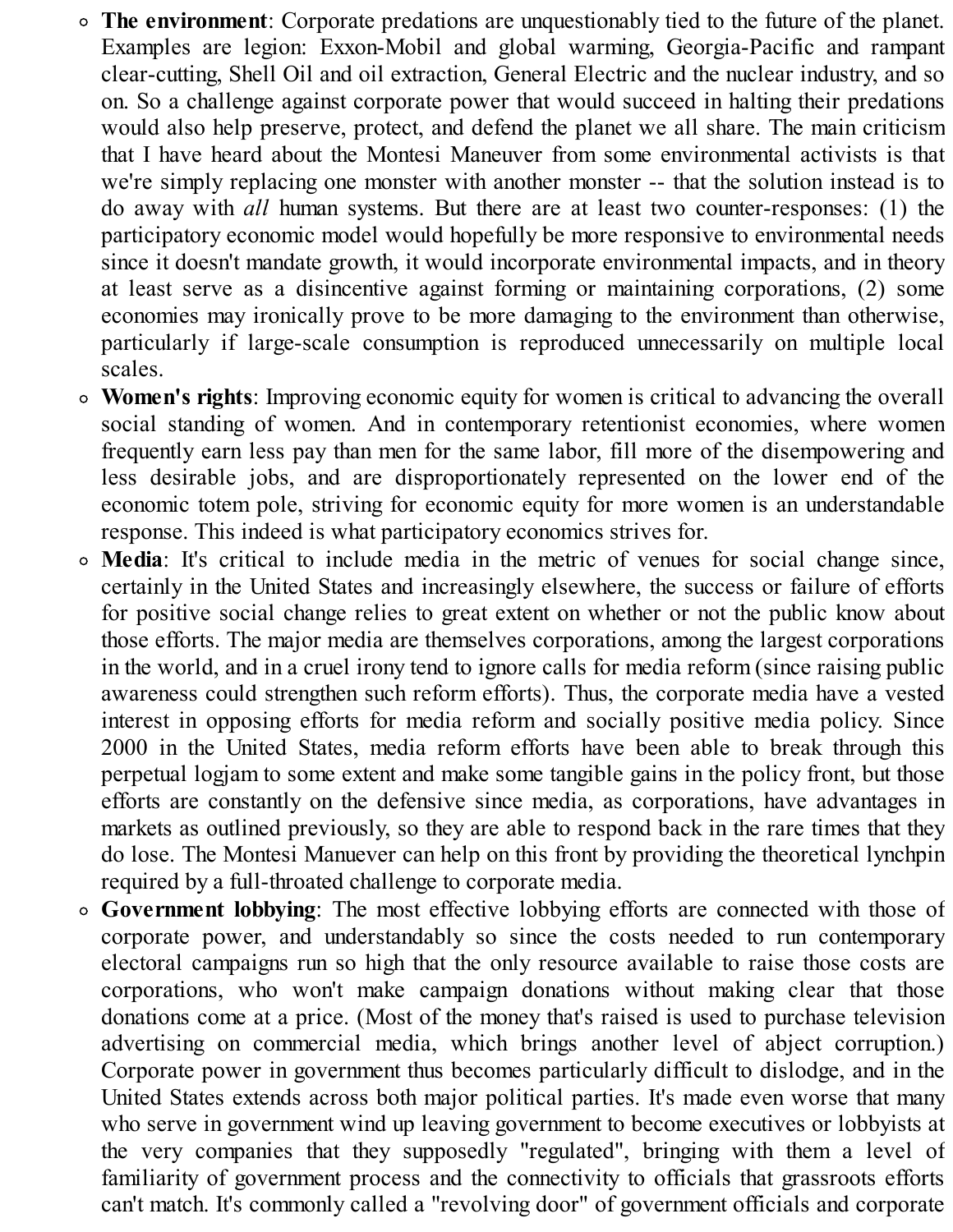- **The environment**: Corporate predations are unquestionably tied to the future of the planet. Examples are legion: Exxon-Mobil and global warming, Georgia-Pacific and rampant clear-cutting, Shell Oil and oil extraction, General Electric and the nuclear industry, and so on. So a challenge against corporate power that would succeed in halting their predations would also help preserve, protect, and defend the planet we all share. The main criticism that I have heard about the Montesi Maneuver from some environmental activists is that we're simply replacing one monster with another monster -- that the solution instead is to do away with *all* human systems. But there are at least two counter-responses: (1) the participatory economic model would hopefully be more responsive to environmental needs since it doesn't mandate growth, it would incorporate environmental impacts, and in theory at least serve as a disincentive against forming or maintaining corporations, (2) some economies may ironically prove to be more damaging to the environment than otherwise, particularly if large-scale consumption is reproduced unnecessarily on multiple local scales.
- **Women's rights**: Improving economic equity for women is critical to advancing the overall social standing of women. And in contemporary retentionist economies, where women frequently earn less pay than men for the same labor, fill more of the disempowering and less desirable jobs, and are disproportionately represented on the lower end of the economic totem pole, striving for economic equity for more women is an understandable response. This indeed is what participatory economics strives for.
- **Media**: It's critical to include media in the metric of venues for social change since, certainly in the United States and increasingly elsewhere, the success or failure of efforts for positive social change relies to great extent on whether or not the public know about those efforts. The major media are themselves corporations, among the largest corporations in the world, and in a cruel irony tend to ignore calls for media reform (since raising public awareness could strengthen such reform efforts). Thus, the corporate media have a vested interest in opposing efforts for media reform and socially positive media policy. Since 2000 in the United States, media reform efforts have been able to break through this perpetual logjam to some extent and make some tangible gains in the policy front, but those efforts are constantly on the defensive since media, as corporations, have advantages in markets as outlined previously, so they are able to respond back in the rare times that they do lose. The Montesi Manuever can help on this front by providing the theoretical lynchpin required by a full-throated challenge to corporate media.
- **Government lobbying**: The most effective lobbying efforts are connected with those of corporate power, and understandably so since the costs needed to run contemporary electoral campaigns run so high that the only resource available to raise those costs are corporations, who won't make campaign donations without making clear that those donations come at a price. (Most of the money that's raised is used to purchase television advertising on commercial media, which brings another level of abject corruption.) Corporate power in government thus becomes particularly difficult to dislodge, and in the United States extends across both major political parties. It's made even worse that many who serve in government wind up leaving government to become executives or lobbyists at the very companies that they supposedly "regulated", bringing with them a level of familiarity of government process and the connectivity to officials that grassroots efforts can't match. It's commonly called a "revolving door" of government officials and corporate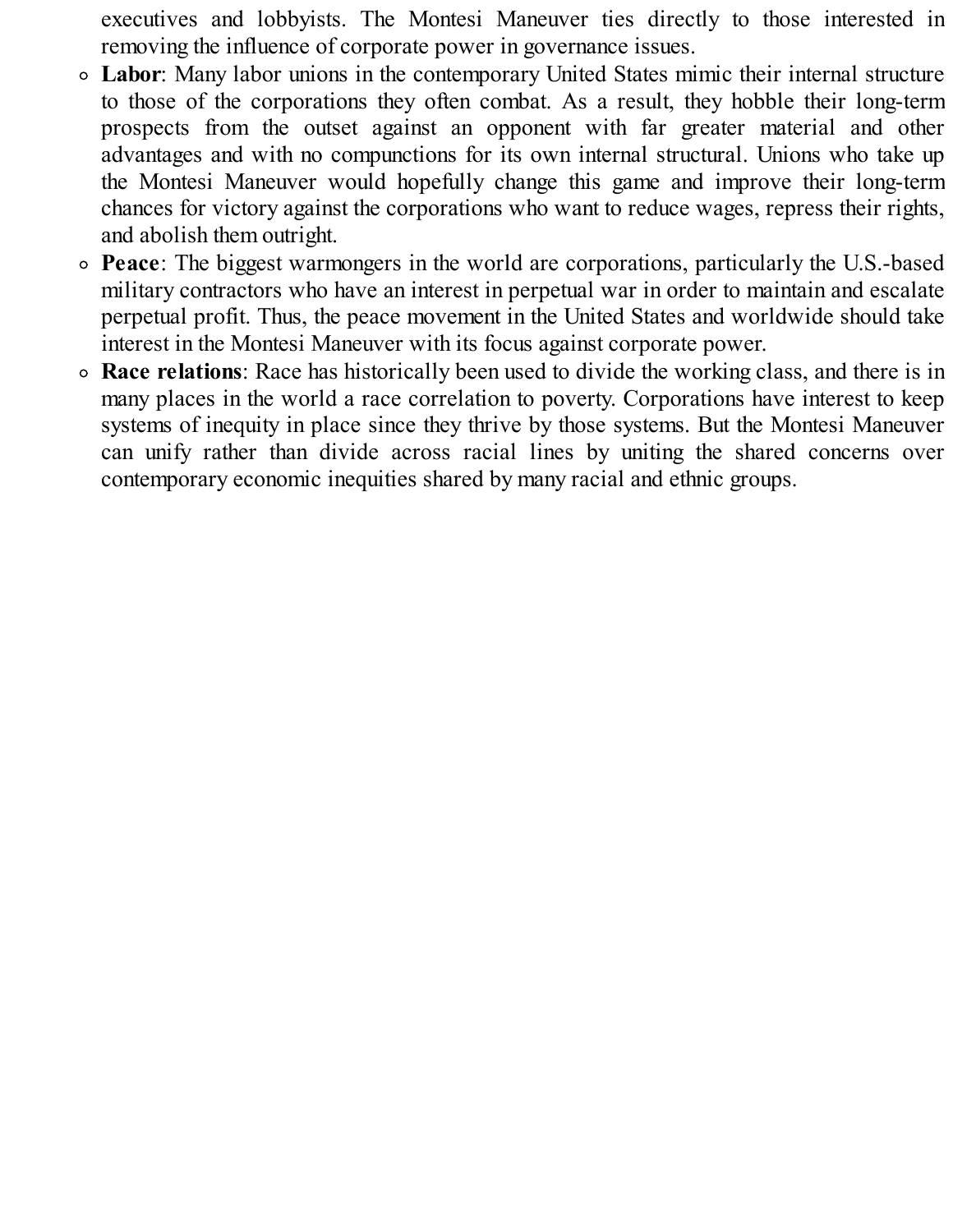executives and lobbyists. The Montesi Maneuver ties directly to those interested in removing the influence of corporate power in governance issues.

- **Labor**: Many labor unions in the contemporary United States mimic their internal structure to those of the corporations they often combat. As a result, they hobble their long-term prospects from the outset against an opponent with far greater material and other advantages and with no compunctions for its own internal structural. Unions who take up the Montesi Maneuver would hopefully change this game and improve their long-term chances for victory against the corporations who want to reduce wages, repress their rights, and abolish them outright.
- **Peace**: The biggest warmongers in the world are corporations, particularly the U.S.-based military contractors who have an interest in perpetual war in order to maintain and escalate perpetual profit. Thus, the peace movement in the United States and worldwide should take interest in the Montesi Maneuver with its focus against corporate power.
- **Race relations**: Race has historically been used to divide the working class, and there is in many places in the world a race correlation to poverty. Corporations have interest to keep systems of inequity in place since they thrive by those systems. But the Montesi Maneuver can unify rather than divide across racial lines by uniting the shared concerns over contemporary economic inequities shared by many racial and ethnic groups.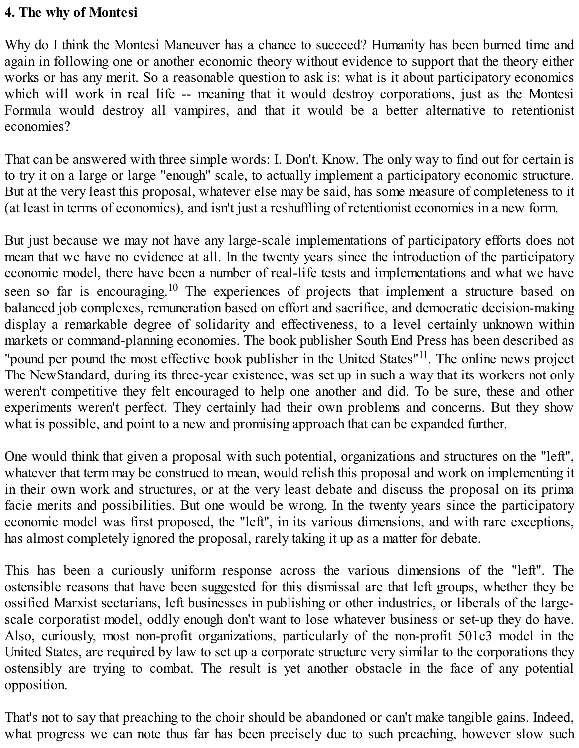**4. The why of Montesi**

Why do I think the Montesi Maneuver has a chance to succeed? Humanity has been burned time and again in following one or another economic theory without evidence to support that the theory either works or has any merit. So a reasonable question to ask is: what is it about participatory economics which will work in real life -- meaning that it would destroy corporations, just as the Montesi Formula would destroy all vampires, and that it would be a better alternative to retentionist economies?

That can be answered with three simple words: I. Don't. Know. The only way to find out for certain is to try it on a large or large "enough" scale, to actually implement a participatory economic structure. But at the very least this proposal, whatever else may be said, has some measure of completeness to it (at least in terms of economics), and isn't just a reshuffling of retentionist economies in a new form.

But just because we may not have any large-scale implementations of participatory efforts does not mean that we have no evidence at all. In the twenty years since the introduction of the participatory economic model, there have been a number of real-life tests and implementations and what we have seen so far is encouraging.[10] The experiences of projects that implement a structure based on balanced job complexes, remuneration based on effort and sacrifice, and democratic decision-making display a remarkable degree of solidarity and effectiveness, to a level certainly unknown within markets or command-planning economies. The book publisher South End Press has been described as "pound per pound the most effective book publisher in the United States"[11]. The online news project The NewStandard, during its three-year existence, was set up in such a way that its workers not only weren't competitive they felt encouraged to help one another and did. To be sure, these and other experiments weren't perfect. They certainly had their own problems and concerns. But they show what is possible, and point to a new and promising approach that can be expanded further.

One would think that given a proposal with such potential, organizations and structures on the "left", whatever that term may be construed to mean, would relish this proposal and work on implementing it in their own work and structures, or at the very least debate and discuss the proposal on its prima facie merits and possibilities. But one would be wrong. In the twenty years since the participatory economic model was first proposed, the "left", in its various dimensions, and with rare exceptions, has almost completely ignored the proposal, rarely taking it up as a matter for debate.

This has been a curiously uniform response across the various dimensions of the "left". The ostensible reasons that have been suggested for this dismissal are that left groups, whether they be ossified Marxist sectarians, left businesses in publishing or other industries, or liberals of the large-scale corporatist model, oddly enough don't want to lose whatever business or set-up they do have. Also, curiously, most non-profit organizations, particularly of the non-profit 501c3 model in the United States, are required by law to set up a corporate structure very similar to the corporations they ostensibly are trying to combat. The result is yet another obstacle in the face of any potential opposition.

That's not to say that preaching to the choir should be abandoned or can't make tangible gains. Indeed, what progress we can note thus far has been precisely due to such preaching, however slow such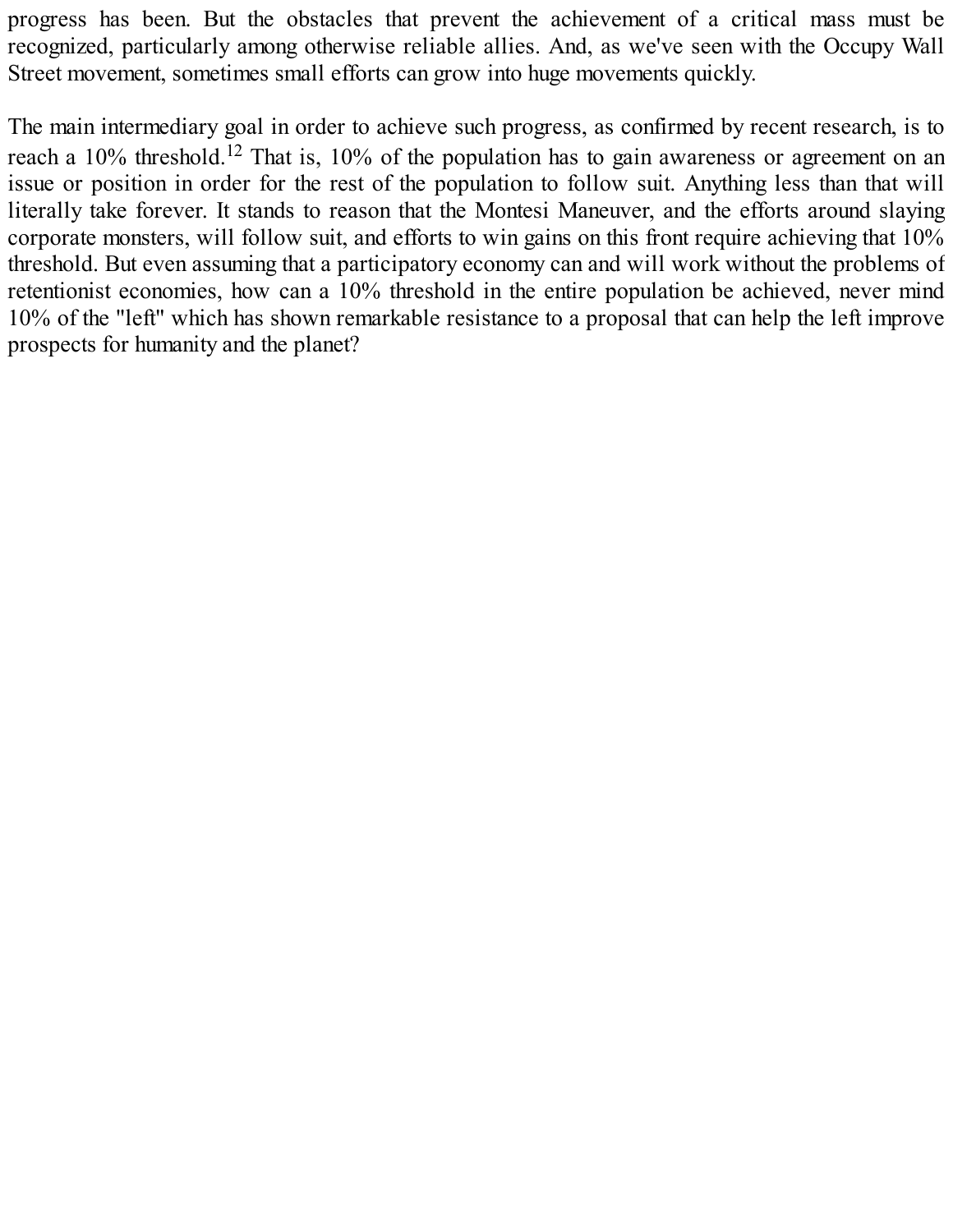progress has been. But the obstacles that prevent the achievement of a critical mass must be recognized, particularly among otherwise reliable allies. And, as we've seen with the Occupy Wall Street movement, sometimes small efforts can grow into huge movements quickly.

The main intermediary goal in order to achieve such progress, as confirmed by recent research, is to reach a 10% threshold.[12] That is, 10% of the population has to gain awareness or agreement on an issue or position in order for the rest of the population to follow suit. Anything less than that will literally take forever. It stands to reason that the Montesi Maneuver, and the efforts around slaying corporate monsters, will follow suit, and efforts to win gains on this front require achieving that 10% threshold. But even assuming that a participatory economy can and will work without the problems of retentionist economies, how can a 10% threshold in the entire population be achieved, never mind 10% of the "left" which has shown remarkable resistance to a proposal that can help the left improve prospects for humanity and the planet?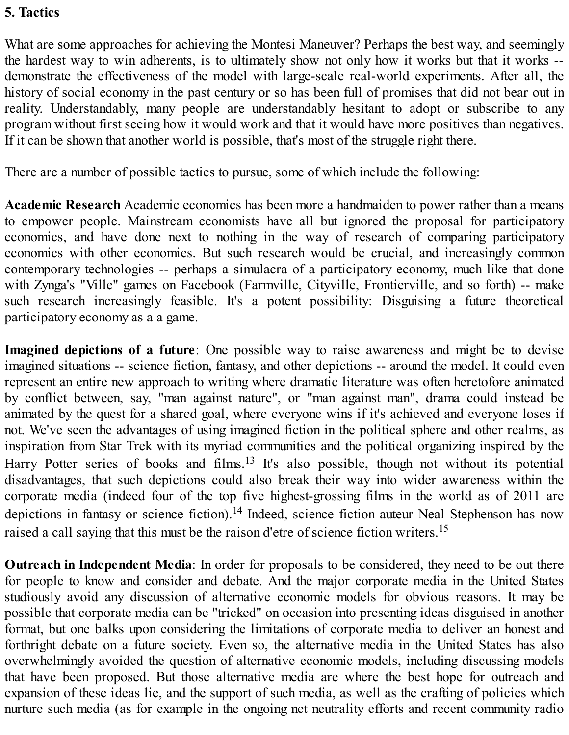## 5. Tactics

What are some approaches for achieving the Montesi Maneuver? Perhaps the best way, and seemingly the hardest way to win adherents, is to ultimately show not only how it works but that it works -- demonstrate the effectiveness of the model with large-scale real-world experiments. After all, the history of social economy in the past century or so has been full of promises that did not bear out in reality. Understandably, many people are understandably hesitant to adopt or subscribe to any program without first seeing how it would work and that it would have more positives than negatives. If it can be shown that another world is possible, that's most of the struggle right there.

There are a number of possible tactics to pursue, some of which include the following:

**Academic Research** Academic economics has been more a handmaiden to power rather than a means to empower people. Mainstream economists have all but ignored the proposal for participatory economics, and have done next to nothing in the way of research of comparing participatory economics with other economies. But such research would be crucial, and increasingly common contemporary technologies -- perhaps a simulacra of a participatory economy, much like that done with Zynga's "Ville" games on Facebook (Farmville, Cityville, Frontierville, and so forth) -- make such research increasingly feasible. It's a potent possibility: Disguising a future theoretical participatory economy as a a game.

**Imagined depictions of a future**: One possible way to raise awareness and might be to devise imagined situations -- science fiction, fantasy, and other depictions -- around the model. It could even represent an entire new approach to writing where dramatic literature was often heretofore animated by conflict between, say, "man against nature", or "man against man", drama could instead be animated by the quest for a shared goal, where everyone wins if it's achieved and everyone loses if not. We've seen the advantages of using imagined fiction in the political sphere and other realms, as inspiration from Star Trek with its myriad communities and the political organizing inspired by the Harry Potter series of books and films.[13] It's also possible, though not without its potential disadvantages, that such depictions could also break their way into wider awareness within the corporate media (indeed four of the top five highest-grossing films in the world as of 2011 are depictions in fantasy or science fiction).[14] Indeed, science fiction auteur Neal Stephenson has now raised a call saying that this must be the raison d'etre of science fiction writers.[15]

**Outreach in Independent Media**: In order for proposals to be considered, they need to be out there for people to know and consider and debate. And the major corporate media in the United States studiously avoid any discussion of alternative economic models for obvious reasons. It may be possible that corporate media can be "tricked" on occasion into presenting ideas disguised in another format, but one balks upon considering the limitations of corporate media to deliver an honest and forthright debate on a future society. Even so, the alternative media in the United States has also overwhelmingly avoided the question of alternative economic models, including discussing models that have been proposed. But those alternative media are where the best hope for outreach and expansion of these ideas lie, and the support of such media, as well as the crafting of policies which nurture such media (as for example in the ongoing net neutrality efforts and recent community radio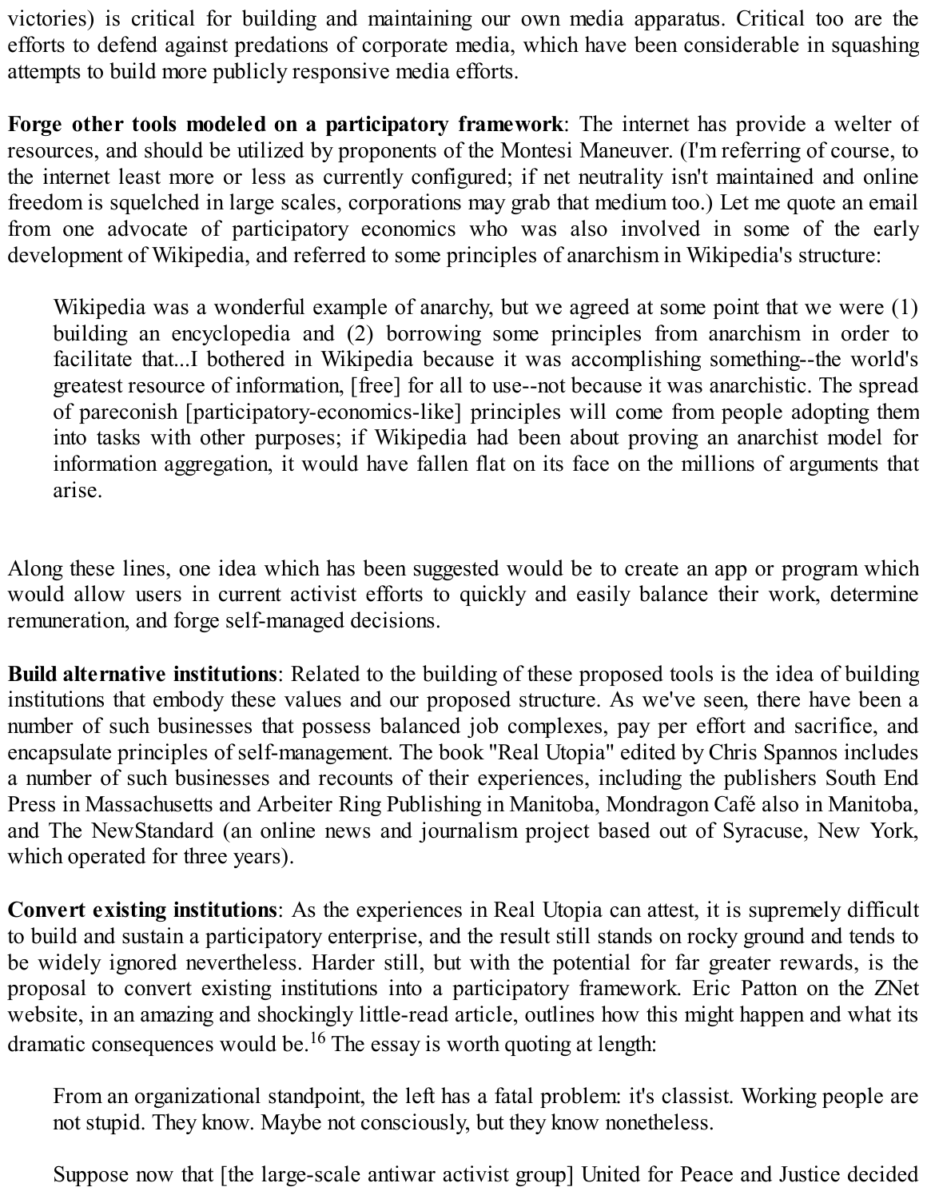victories) is critical for building and maintaining our own media apparatus. Critical too are the efforts to defend against predations of corporate media, which have been considerable in squashing attempts to build more publicly responsive media efforts.

**Forge other tools modeled on a participatory framework**: The internet has provide a welter of resources, and should be utilized by proponents of the Montesi Maneuver. (I'm referring of course, to the internet least more or less as currently configured; if net neutrality isn't maintained and online freedom is squelched in large scales, corporations may grab that medium too.) Let me quote an email from one advocate of participatory economics who was also involved in some of the early development of Wikipedia, and referred to some principles of anarchism in Wikipedia's structure:

> Wikipedia was a wonderful example of anarchy, but we agreed at some point that we were (1) building an encyclopedia and (2) borrowing some principles from anarchism in order to facilitate that...I bothered in Wikipedia because it was accomplishing something--the world's greatest resource of information, [free] for all to use--not because it was anarchistic. The spread of pareconish [participatory-economics-like] principles will come from people adopting them into tasks with other purposes; if Wikipedia had been about proving an anarchist model for information aggregation, it would have fallen flat on its face on the millions of arguments that arise.

Along these lines, one idea which has been suggested would be to create an app or program which would allow users in current activist efforts to quickly and easily balance their work, determine remuneration, and forge self-managed decisions.

**Build alternative institutions**: Related to the building of these proposed tools is the idea of building institutions that embody these values and our proposed structure. As we've seen, there have been a number of such businesses that possess balanced job complexes, pay per effort and sacrifice, and encapsulate principles of self-management. The book "Real Utopia" edited by Chris Spannos includes a number of such businesses and recounts of their experiences, including the publishers South End Press in Massachusetts and Arbeiter Ring Publishing in Manitoba, Mondragon Café also in Manitoba, and The NewStandard (an online news and journalism project based out of Syracuse, New York, which operated for three years).

**Convert existing institutions**: As the experiences in Real Utopia can attest, it is supremely difficult to build and sustain a participatory enterprise, and the result still stands on rocky ground and tends to be widely ignored nevertheless. Harder still, but with the potential for far greater rewards, is the proposal to convert existing institutions into a participatory framework. Eric Patton on the ZNet website, in an amazing and shockingly little-read article, outlines how this might happen and what its dramatic consequences would be.[16] The essay is worth quoting at length:

> From an organizational standpoint, the left has a fatal problem: it's classist. Working people are not stupid. They know. Maybe not consciously, but they know nonetheless.
>
> Suppose now that [the large-scale antiwar activist group] United for Peace and Justice decided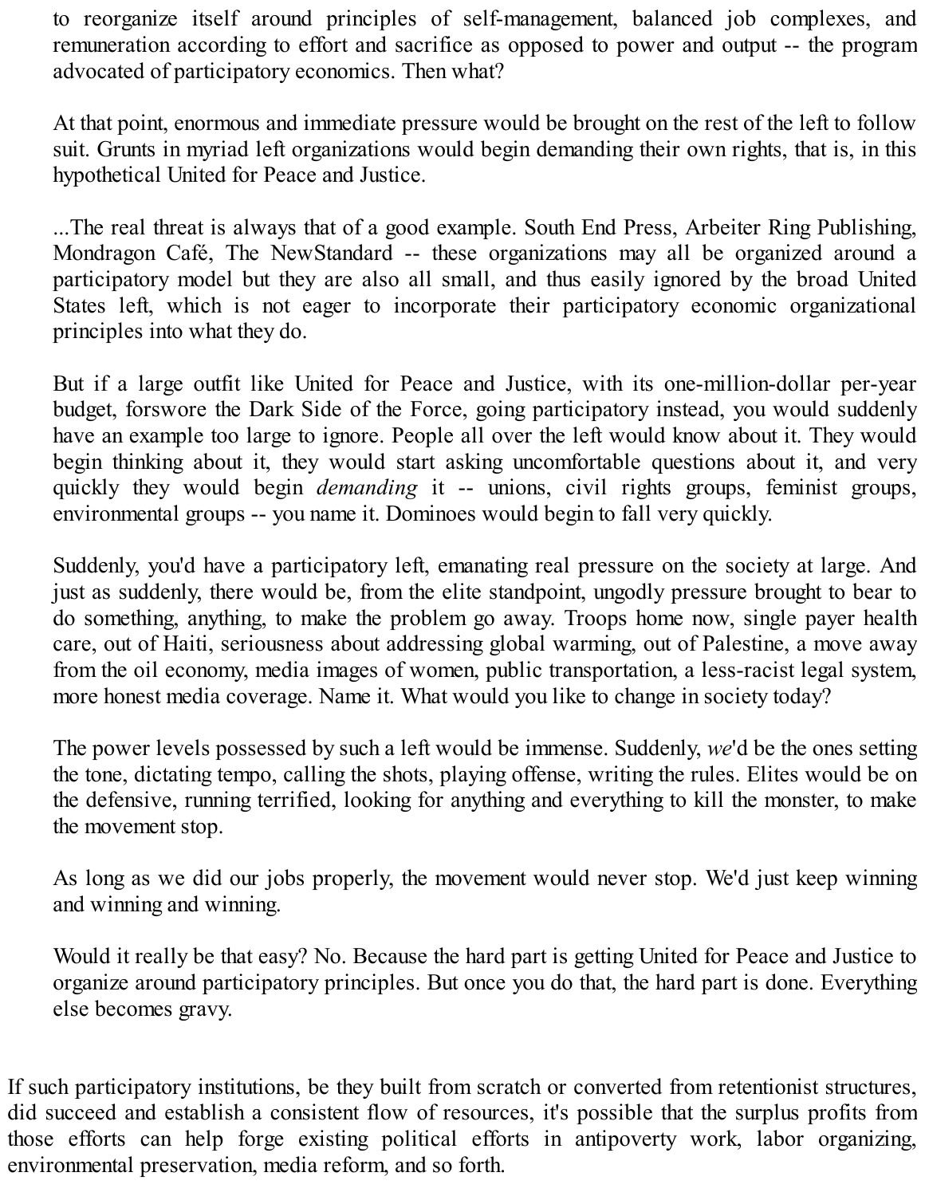> to reorganize itself around principles of self-management, balanced job complexes, and remuneration according to effort and sacrifice as opposed to power and output -- the program advocated of participatory economics. Then what?
>
> At that point, enormous and immediate pressure would be brought on the rest of the left to follow suit. Grunts in myriad left organizations would begin demanding their own rights, that is, in this hypothetical United for Peace and Justice.
>
> ...The real threat is always that of a good example. South End Press, Arbeiter Ring Publishing, Mondragon Café, The NewStandard -- these organizations may all be organized around a participatory model but they are also all small, and thus easily ignored by the broad United States left, which is not eager to incorporate their participatory economic organizational principles into what they do.
>
> But if a large outfit like United for Peace and Justice, with its one-million-dollar per-year budget, forswore the Dark Side of the Force, going participatory instead, you would suddenly have an example too large to ignore. People all over the left would know about it. They would begin thinking about it, they would start asking uncomfortable questions about it, and very quickly they would begin *demanding* it -- unions, civil rights groups, feminist groups, environmental groups -- you name it. Dominoes would begin to fall very quickly.
>
> Suddenly, you'd have a participatory left, emanating real pressure on the society at large. And just as suddenly, there would be, from the elite standpoint, ungodly pressure brought to bear to do something, anything, to make the problem go away. Troops home now, single payer health care, out of Haiti, seriousness about addressing global warming, out of Palestine, a move away from the oil economy, media images of women, public transportation, a less-racist legal system, more honest media coverage. Name it. What would you like to change in society today?
>
> The power levels possessed by such a left would be immense. Suddenly, *we*'d be the ones setting the tone, dictating tempo, calling the shots, playing offense, writing the rules. Elites would be on the defensive, running terrified, looking for anything and everything to kill the monster, to make the movement stop.
>
> As long as we did our jobs properly, the movement would never stop. We'd just keep winning and winning and winning.
>
> Would it really be that easy? No. Because the hard part is getting United for Peace and Justice to organize around participatory principles. But once you do that, the hard part is done. Everything else becomes gravy.

If such participatory institutions, be they built from scratch or converted from retentionist structures, did succeed and establish a consistent flow of resources, it's possible that the surplus profits from those efforts can help forge existing political efforts in antipoverty work, labor organizing, environmental preservation, media reform, and so forth.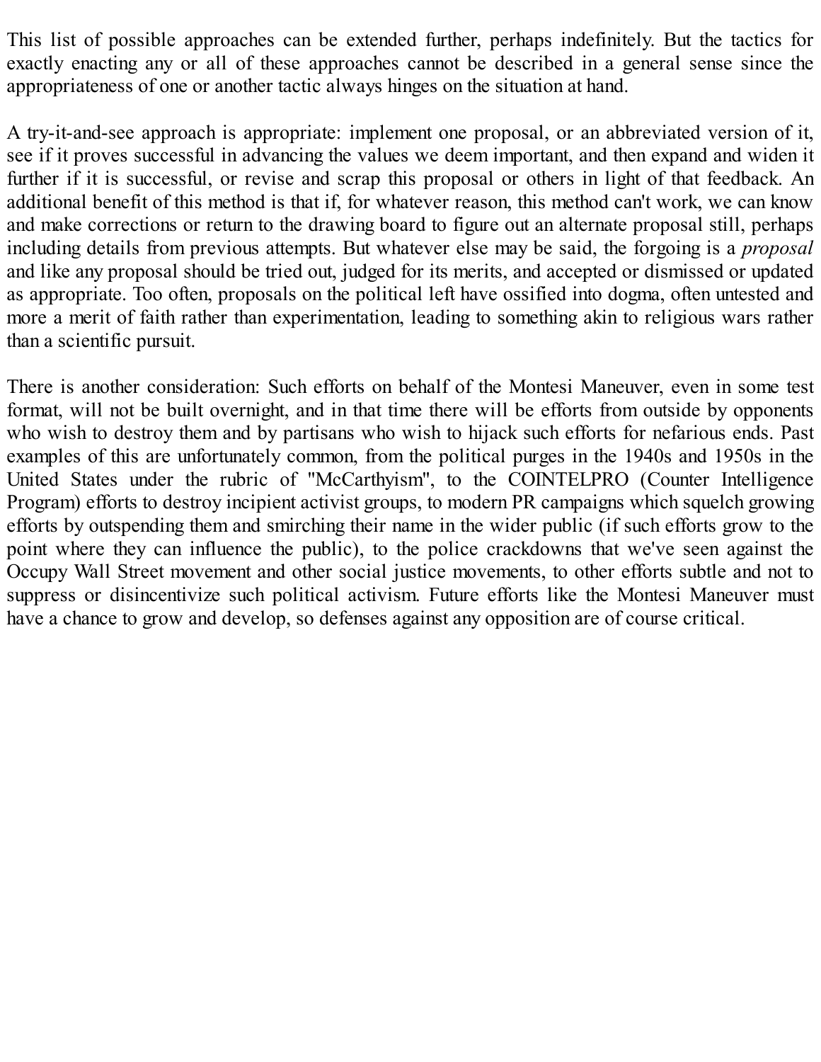This list of possible approaches can be extended further, perhaps indefinitely. But the tactics for exactly enacting any or all of these approaches cannot be described in a general sense since the appropriateness of one or another tactic always hinges on the situation at hand.

A try-it-and-see approach is appropriate: implement one proposal, or an abbreviated version of it, see if it proves successful in advancing the values we deem important, and then expand and widen it further if it is successful, or revise and scrap this proposal or others in light of that feedback. An additional benefit of this method is that if, for whatever reason, this method can't work, we can know and make corrections or return to the drawing board to figure out an alternate proposal still, perhaps including details from previous attempts. But whatever else may be said, the forgoing is a *proposal* and like any proposal should be tried out, judged for its merits, and accepted or dismissed or updated as appropriate. Too often, proposals on the political left have ossified into dogma, often untested and more a merit of faith rather than experimentation, leading to something akin to religious wars rather than a scientific pursuit.

There is another consideration: Such efforts on behalf of the Montesi Maneuver, even in some test format, will not be built overnight, and in that time there will be efforts from outside by opponents who wish to destroy them and by partisans who wish to hijack such efforts for nefarious ends. Past examples of this are unfortunately common, from the political purges in the 1940s and 1950s in the United States under the rubric of "McCarthyism", to the COINTELPRO (Counter Intelligence Program) efforts to destroy incipient activist groups, to modern PR campaigns which squelch growing efforts by outspending them and smirching their name in the wider public (if such efforts grow to the point where they can influence the public), to the police crackdowns that we've seen against the Occupy Wall Street movement and other social justice movements, to other efforts subtle and not to suppress or disincentivize such political activism. Future efforts like the Montesi Maneuver must have a chance to grow and develop, so defenses against any opposition are of course critical.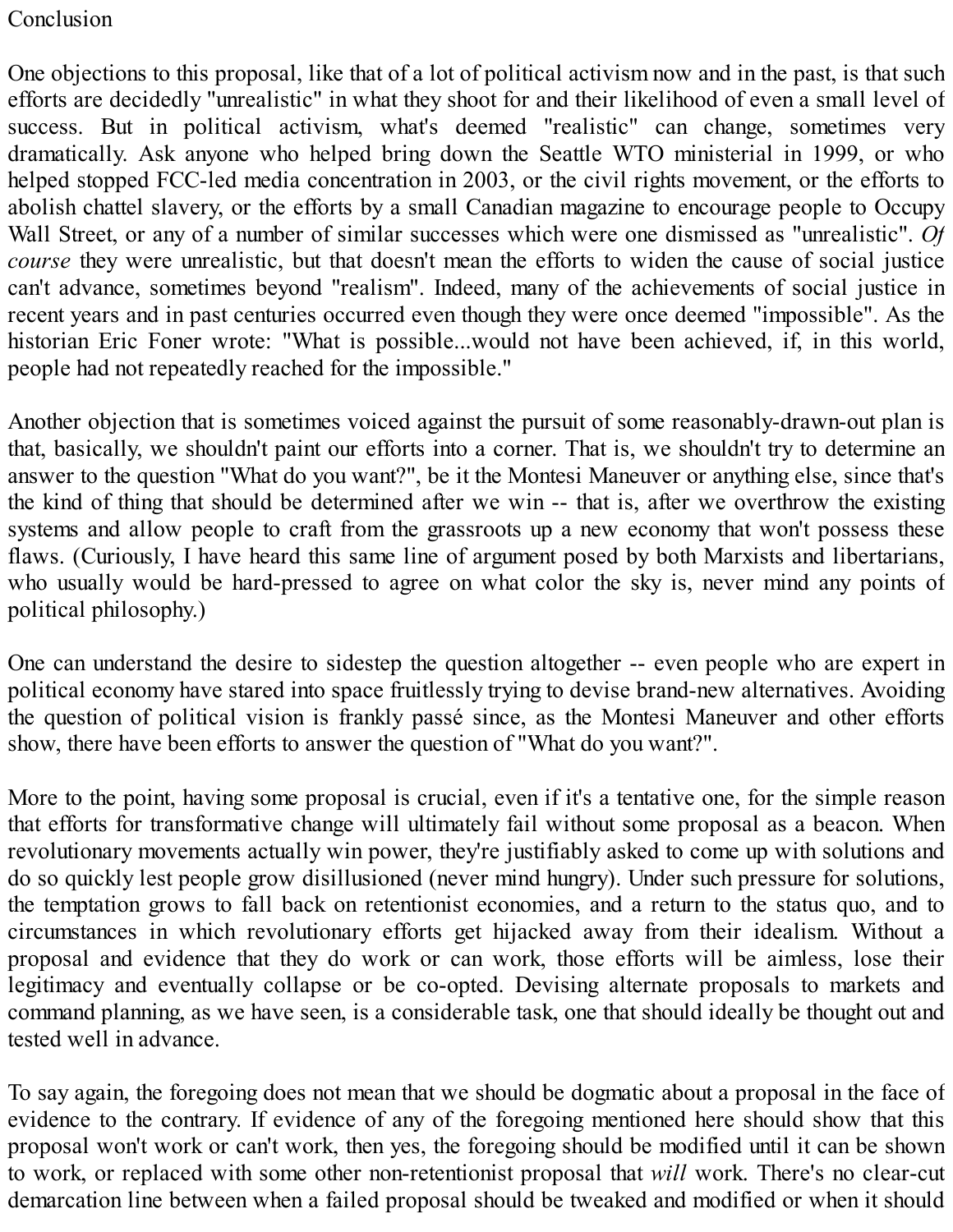# Conclusion

One objections to this proposal, like that of a lot of political activism now and in the past, is that such efforts are decidedly "unrealistic" in what they shoot for and their likelihood of even a small level of success. But in political activism, what's deemed "realistic" can change, sometimes very dramatically. Ask anyone who helped bring down the Seattle WTO ministerial in 1999, or who helped stopped FCC-led media concentration in 2003, or the civil rights movement, or the efforts to abolish chattel slavery, or the efforts by a small Canadian magazine to encourage people to Occupy Wall Street, or any of a number of similar successes which were one dismissed as "unrealistic". *Of course* they were unrealistic, but that doesn't mean the efforts to widen the cause of social justice can't advance, sometimes beyond "realism". Indeed, many of the achievements of social justice in recent years and in past centuries occurred even though they were once deemed "impossible". As the historian Eric Foner wrote: "What is possible...would not have been achieved, if, in this world, people had not repeatedly reached for the impossible."

Another objection that is sometimes voiced against the pursuit of some reasonably-drawn-out plan is that, basically, we shouldn't paint our efforts into a corner. That is, we shouldn't try to determine an answer to the question "What do you want?", be it the Montesi Maneuver or anything else, since that's the kind of thing that should be determined after we win -- that is, after we overthrow the existing systems and allow people to craft from the grassroots up a new economy that won't possess these flaws. (Curiously, I have heard this same line of argument posed by both Marxists and libertarians, who usually would be hard-pressed to agree on what color the sky is, never mind any points of political philosophy.)

One can understand the desire to sidestep the question altogether -- even people who are expert in political economy have stared into space fruitlessly trying to devise brand-new alternatives. Avoiding the question of political vision is frankly passé since, as the Montesi Maneuver and other efforts show, there have been efforts to answer the question of "What do you want?".

More to the point, having some proposal is crucial, even if it's a tentative one, for the simple reason that efforts for transformative change will ultimately fail without some proposal as a beacon. When revolutionary movements actually win power, they're justifiably asked to come up with solutions and do so quickly lest people grow disillusioned (never mind hungry). Under such pressure for solutions, the temptation grows to fall back on retentionist economies, and a return to the status quo, and to circumstances in which revolutionary efforts get hijacked away from their idealism. Without a proposal and evidence that they do work or can work, those efforts will be aimless, lose their legitimacy and eventually collapse or be co-opted. Devising alternate proposals to markets and command planning, as we have seen, is a considerable task, one that should ideally be thought out and tested well in advance.

To say again, the foregoing does not mean that we should be dogmatic about a proposal in the face of evidence to the contrary. If evidence of any of the foregoing mentioned here should show that this proposal won't work or can't work, then yes, the foregoing should be modified until it can be shown to work, or replaced with some other non-retentionist proposal that *will* work. There's no clear-cut demarcation line between when a failed proposal should be tweaked and modified or when it should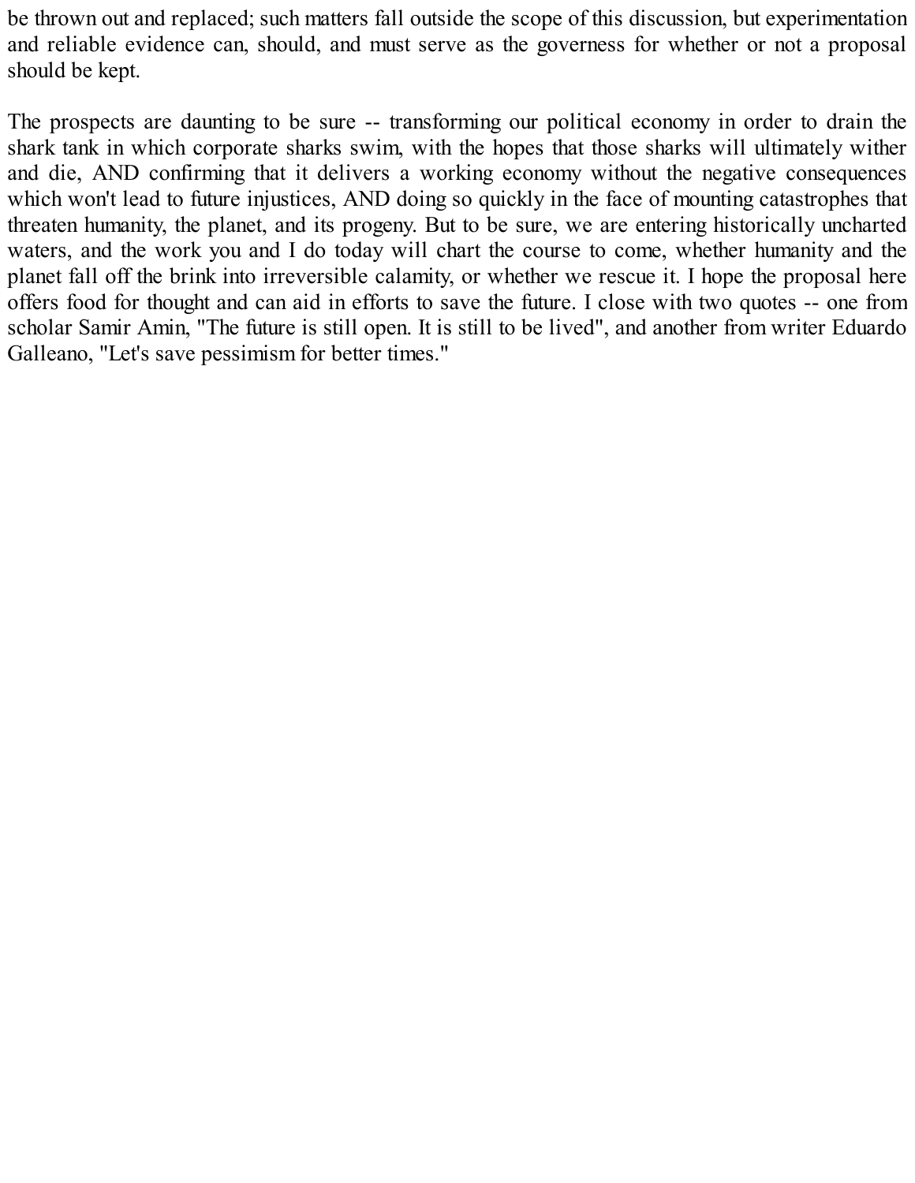be thrown out and replaced; such matters fall outside the scope of this discussion, but experimentation and reliable evidence can, should, and must serve as the governess for whether or not a proposal should be kept.

The prospects are daunting to be sure -- transforming our political economy in order to drain the shark tank in which corporate sharks swim, with the hopes that those sharks will ultimately wither and die, AND confirming that it delivers a working economy without the negative consequences which won't lead to future injustices, AND doing so quickly in the face of mounting catastrophes that threaten humanity, the planet, and its progeny. But to be sure, we are entering historically uncharted waters, and the work you and I do today will chart the course to come, whether humanity and the planet fall off the brink into irreversible calamity, or whether we rescue it. I hope the proposal here offers food for thought and can aid in efforts to save the future. I close with two quotes -- one from scholar Samir Amin, "The future is still open. It is still to be lived", and another from writer Eduardo Galleano, "Let's save pessimism for better times."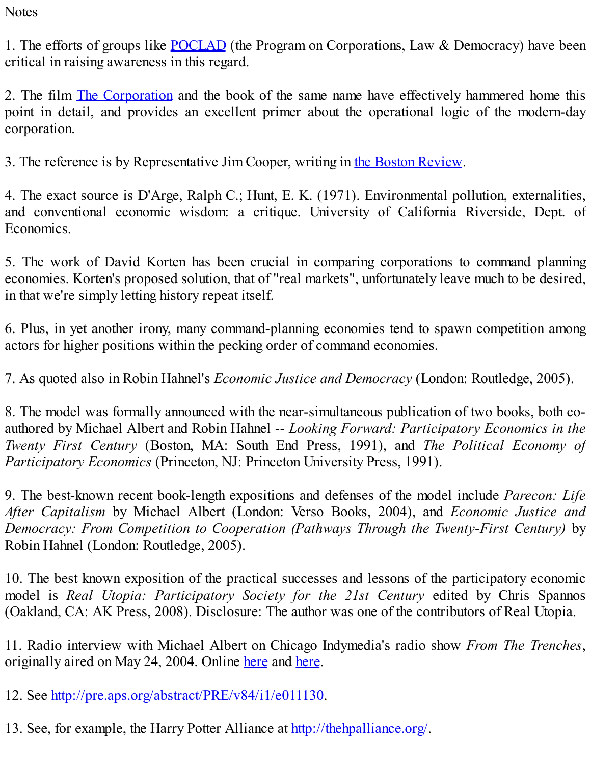Notes

1. The efforts of groups like [POCLAD](POCLAD) (the Program on Corporations, Law & Democracy) have been critical in raising awareness in this regard.

2. The film The Corporation and the book of the same name have effectively hammered home this point in detail, and provides an excellent primer about the operational logic of the modern-day corporation.

3. The reference is by Representative Jim Cooper, writing in the Boston Review.

4. The exact source is D'Arge, Ralph C.; Hunt, E. K. (1971). Environmental pollution, externalities, and conventional economic wisdom: a critique. University of California Riverside, Dept. of Economics.

5. The work of David Korten has been crucial in comparing corporations to command planning economies. Korten's proposed solution, that of "real markets", unfortunately leave much to be desired, in that we're simply letting history repeat itself.

6. Plus, in yet another irony, many command-planning economies tend to spawn competition among actors for higher positions within the pecking order of command economies.

7. As quoted also in Robin Hahnel's *Economic Justice and Democracy* (London: Routledge, 2005).

8. The model was formally announced with the near-simultaneous publication of two books, both co-authored by Michael Albert and Robin Hahnel -- *Looking Forward: Participatory Economics in the Twenty First Century* (Boston, MA: South End Press, 1991), and *The Political Economy of Participatory Economics* (Princeton, NJ: Princeton University Press, 1991).

9. The best-known recent book-length expositions and defenses of the model include *Parecon: Life After Capitalism* by Michael Albert (London: Verso Books, 2004), and *Economic Justice and Democracy: From Competition to Cooperation (Pathways Through the Twenty-First Century)* by Robin Hahnel (London: Routledge, 2005).

10. The best known exposition of the practical successes and lessons of the participatory economic model is *Real Utopia: Participatory Society for the 21st Century* edited by Chris Spannos (Oakland, CA: AK Press, 2008). Disclosure: The author was one of the contributors of Real Utopia.

11. Radio interview with Michael Albert on Chicago Indymedia's radio show *From The Trenches*, originally aired on May 24, 2004. Online here and here.

12. See http://pre.aps.org/abstract/PRE/v84/i1/e011130.

13. See, for example, the Harry Potter Alliance at http://thehpalliance.org/.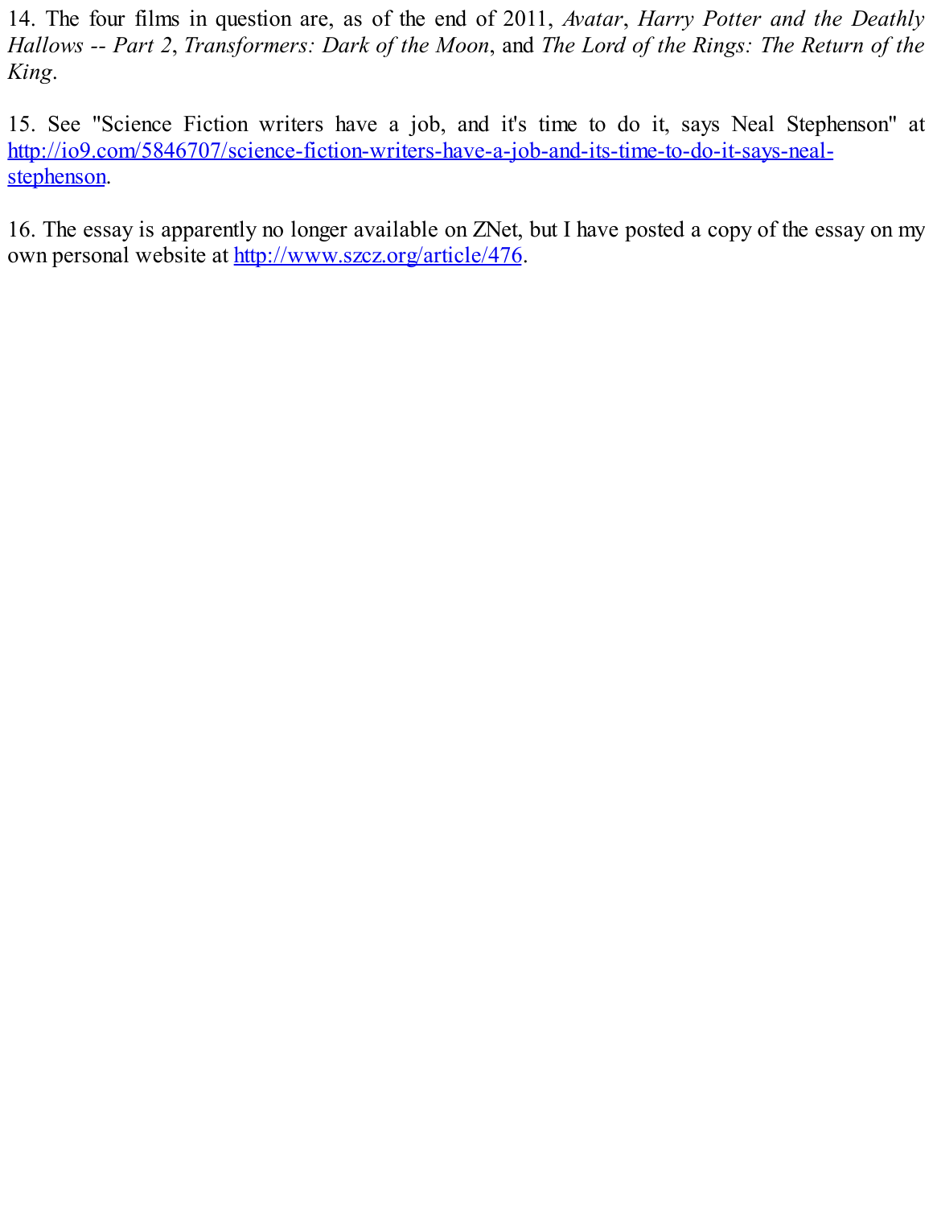14. The four films in question are, as of the end of 2011, *Avatar*, *Harry Potter and the Deathly Hallows -- Part 2*, *Transformers: Dark of the Moon*, and *The Lord of the Rings: The Return of the King*.

15. See "Science Fiction writers have a job, and it's time to do it, says Neal Stephenson" at [http://io9.com/5846707/science-fiction-writers-have-a-job-and-its-time-to-do-it-says-neal-stephenson](http://io9.com/5846707/science-fiction-writers-have-a-job-and-its-time-to-do-it-says-neal-stephenson).

16. The essay is apparently no longer available on ZNet, but I have posted a copy of the essay on my own personal website at [http://www.szcz.org/article/476](http://www.szcz.org/article/476).